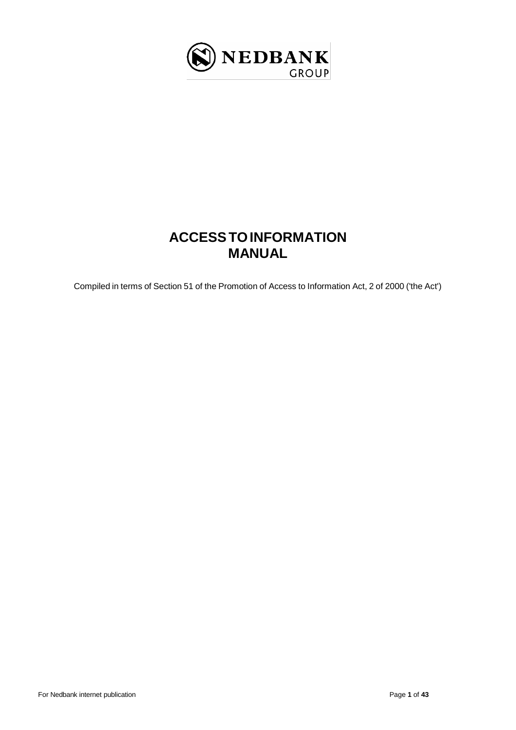NEDBANK
GROUP

# ACCESS TO INFORMATION MANUAL

Compiled in terms of Section 51 of the Promotion of Access to Information Act, 2 of 2000 ('the Act')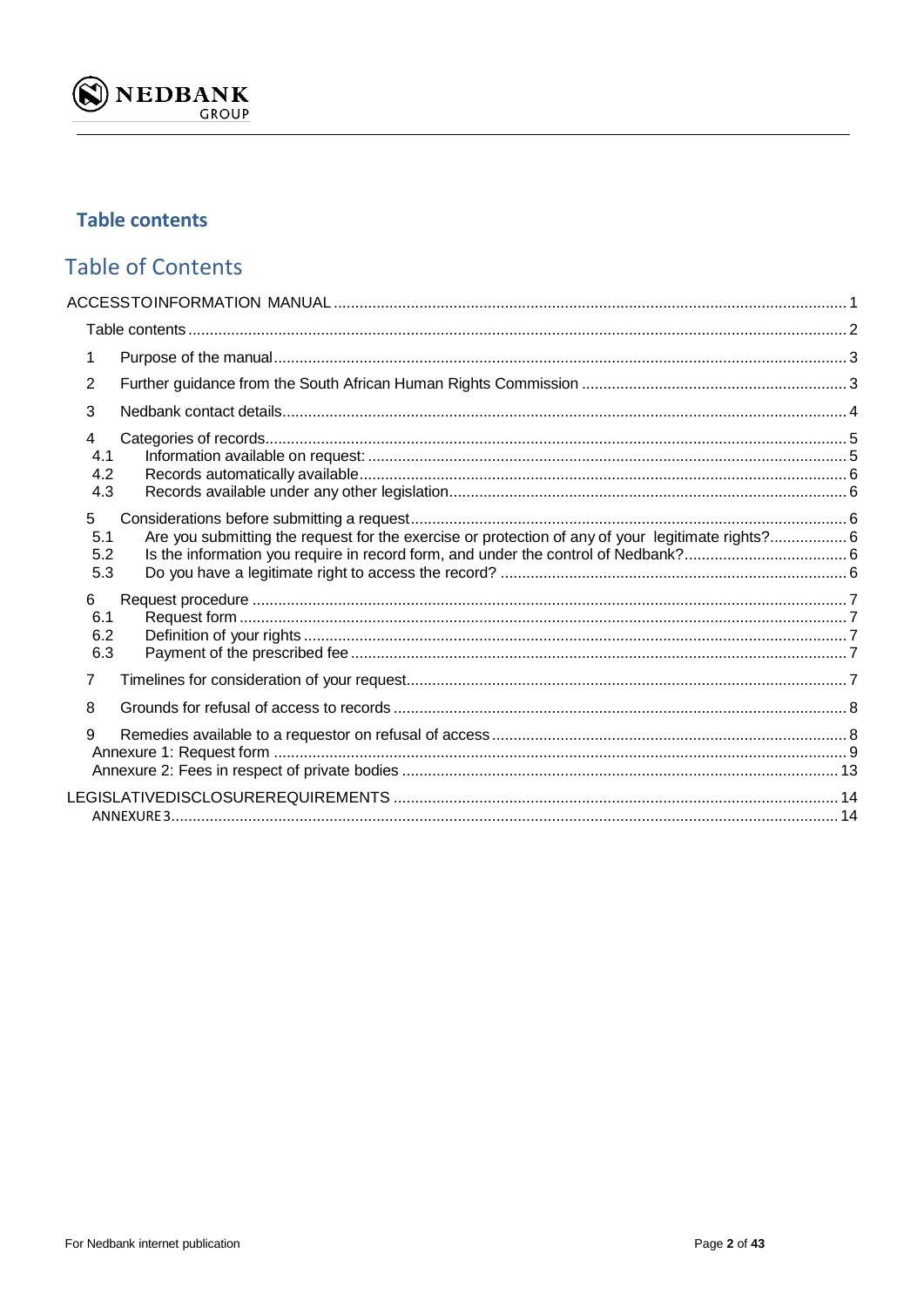## Table contents

# Table of Contents

ACCESSTOINFORMATION MANUAL ........................................................ 1

Table contents ........................................................ 2

1 Purpose of the manual ........................................................ 3

2 Further guidance from the South African Human Rights Commission ........................................................ 3

3 Nedbank contact details ........................................................ 4

4 Categories of records ........................................................ 5

4.1 Information available on request: ........................................................ 5

4.2 Records automatically available ........................................................ 6

4.3 Records available under any other legislation ........................................................ 6

5 Considerations before submitting a request ........................................................ 6

5.1 Are you submitting the request for the exercise or protection of any of your legitimate rights? ........................................................ 6

5.2 Is the information you require in record form, and under the control of Nedbank? ........................................................ 6

5.3 Do you have a legitimate right to access the record? ........................................................ 6

6 Request procedure ........................................................ 7

6.1 Request form ........................................................ 7

6.2 Definition of your rights ........................................................ 7

6.3 Payment of the prescribed fee ........................................................ 7

7 Timelines for consideration of your request ........................................................ 7

8 Grounds for refusal of access to records ........................................................ 8

9 Remedies available to a requestor on refusal of access ........................................................ 8

Annexure 1: Request form ........................................................ 9

Annexure 2: Fees in respect of private bodies ........................................................ 13

LEGISLATIVEDISCLOSUREREQUIREMENTS ........................................................ 14

ANNEXURE3 ........................................................ 14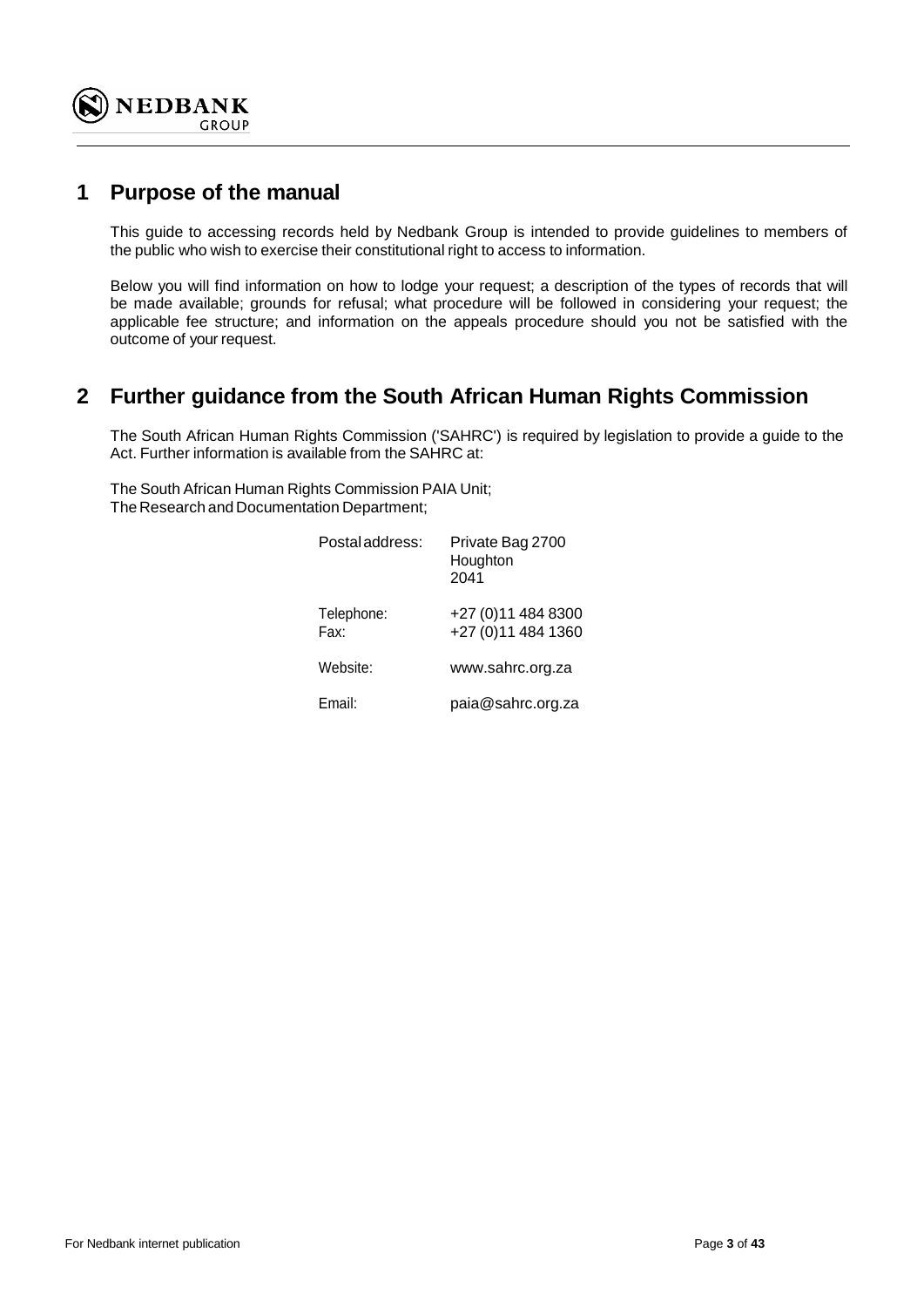## 1 Purpose of the manual

This guide to accessing records held by Nedbank Group is intended to provide guidelines to members of the public who wish to exercise their constitutional right to access to information.

Below you will find information on how to lodge your request; a description of the types of records that will be made available; grounds for refusal; what procedure will be followed in considering your request; the applicable fee structure; and information on the appeals procedure should you not be satisfied with the outcome of your request.

## 2 Further guidance from the South African Human Rights Commission

The South African Human Rights Commission ('SAHRC') is required by legislation to provide a guide to the Act. Further information is available from the SAHRC at:

The South African Human Rights Commission PAIA Unit;
The Research and Documentation Department;

| | |
|---|---|
| Postal address: | Private Bag 2700<br>Houghton<br>2041 |
| Telephone: | +27 (0)11 484 8300 |
| Fax: | +27 (0)11 484 1360 |
| Website: | www.sahrc.org.za |
| Email: | paia@sahrc.org.za |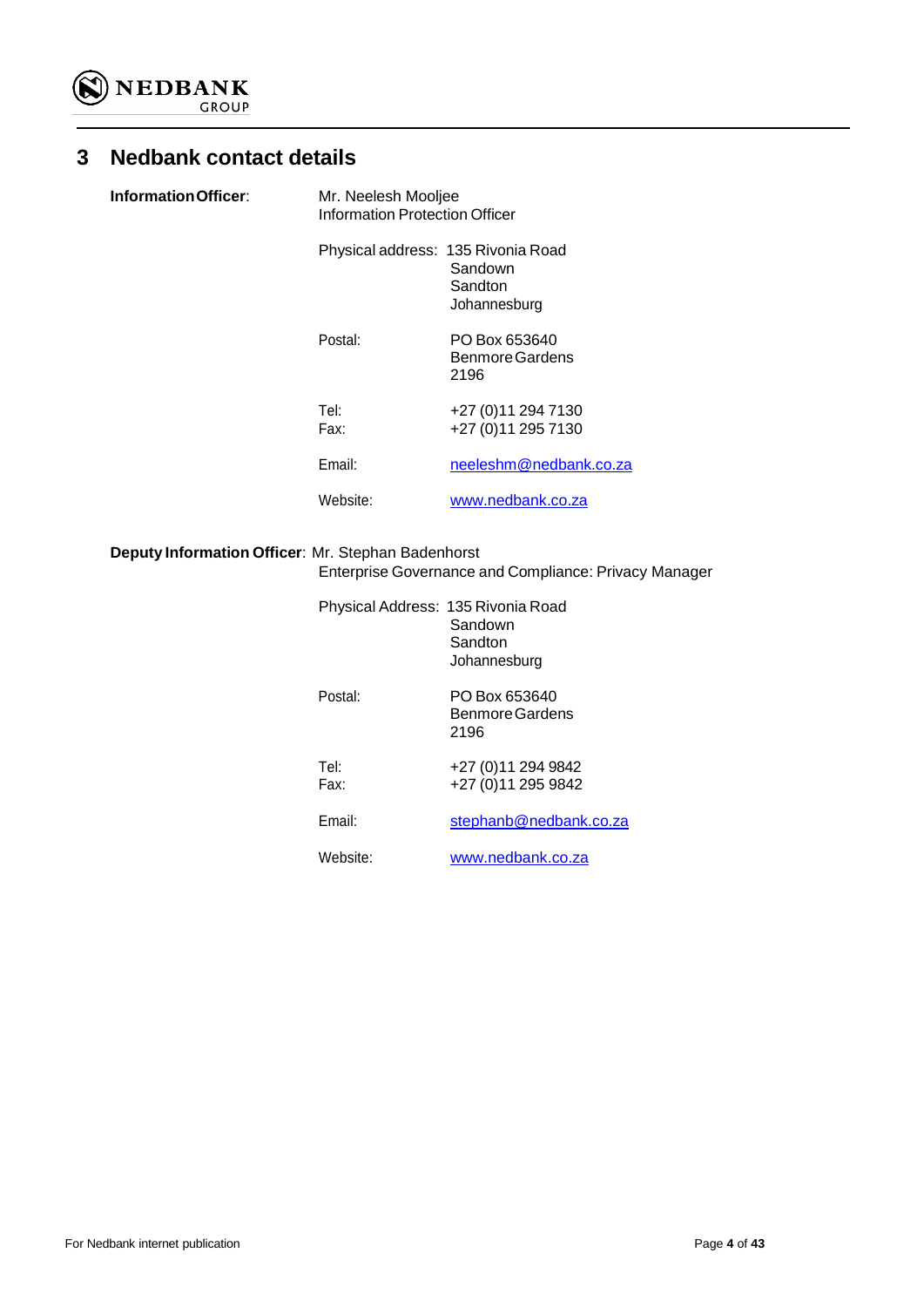# 3 Nedbank contact details

**Information Officer**: Mr. Neelesh Mooljee
Information Protection Officer

Physical address: 135 Rivonia Road
Sandown
Sandton
Johannesburg

Postal: PO Box 653640
Benmore Gardens
2196

Tel: +27 (0)11 294 7130
Fax: +27 (0)11 295 7130

Email: neeleshm@nedbank.co.za

Website: www.nedbank.co.za

**Deputy Information Officer**: Mr. Stephan Badenhorst
Enterprise Governance and Compliance: Privacy Manager

Physical Address: 135 Rivonia Road
Sandown
Sandton
Johannesburg

Postal: PO Box 653640
Benmore Gardens
2196

Tel: +27 (0)11 294 9842
Fax: +27 (0)11 295 9842

Email: stephanb@nedbank.co.za

Website: www.nedbank.co.za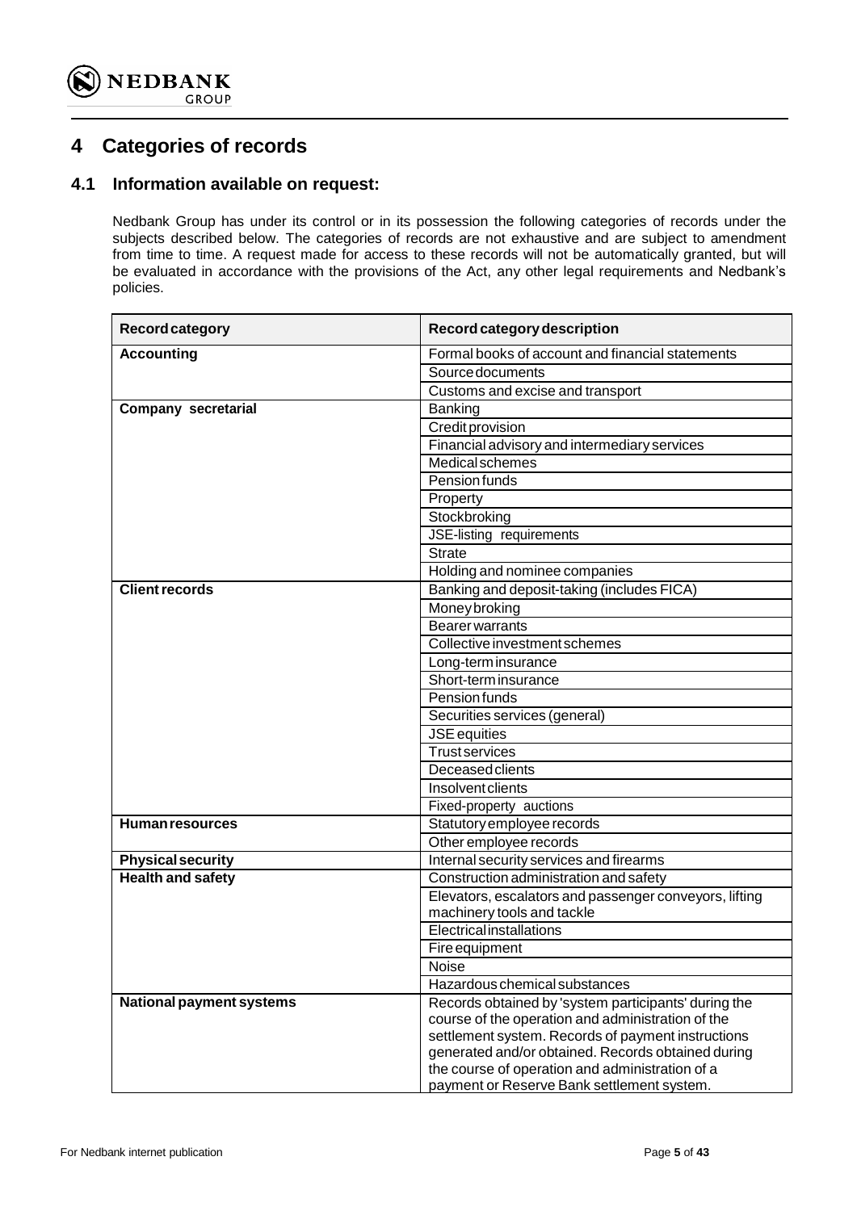## 4 Categories of records

### 4.1 Information available on request:

Nedbank Group has under its control or in its possession the following categories of records under the subjects described below. The categories of records are not exhaustive and are subject to amendment from time to time. A request made for access to these records will not be automatically granted, but will be evaluated in accordance with the provisions of the Act, any other legal requirements and Nedbank's policies.

| Record category | Record category description |
|---|---|
| **Accounting** | Formal books of account and financial statements |
| | Source documents |
| | Customs and excise and transport |
| **Company secretarial** | Banking |
| | Credit provision |
| | Financial advisory and intermediary services |
| | Medical schemes |
| | Pension funds |
| | Property |
| | Stockbroking |
| | JSE-listing requirements |
| | Strate |
| | Holding and nominee companies |
| **Client records** | Banking and deposit-taking (includes FICA) |
| | Money broking |
| | Bearer warrants |
| | Collective investment schemes |
| | Long-term insurance |
| | Short-term insurance |
| | Pension funds |
| | Securities services (general) |
| | JSE equities |
| | Trust services |
| | Deceased clients |
| | Insolvent clients |
| | Fixed-property auctions |
| **Human resources** | Statutory employee records |
| | Other employee records |
| **Physical security** | Internal security services and firearms |
| **Health and safety** | Construction administration and safety |
| | Elevators, escalators and passenger conveyors, lifting machinery tools and tackle |
| | Electrical installations |
| | Fire equipment |
| | Noise |
| | Hazardous chemical substances |
| **National payment systems** | Records obtained by 'system participants' during the course of the operation and administration of the settlement system. Records of payment instructions generated and/or obtained. Records obtained during the course of operation and administration of a payment or Reserve Bank settlement system. |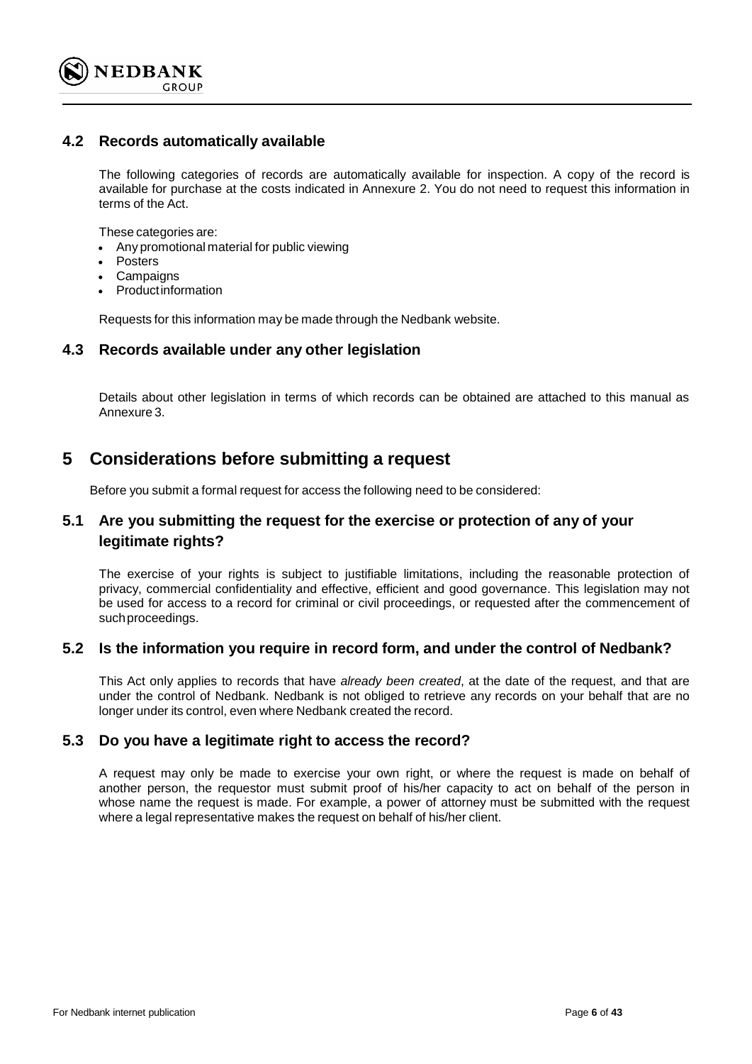### 4.2 Records automatically available

The following categories of records are automatically available for inspection. A copy of the record is available for purchase at the costs indicated in Annexure 2. You do not need to request this information in terms of the Act.

These categories are:

- Any promotional material for public viewing
- Posters
- Campaigns
- Product information

Requests for this information may be made through the Nedbank website.

### 4.3 Records available under any other legislation

Details about other legislation in terms of which records can be obtained are attached to this manual as Annexure 3.

## 5 Considerations before submitting a request

Before you submit a formal request for access the following need to be considered:

### 5.1 Are you submitting the request for the exercise or protection of any of your legitimate rights?

The exercise of your rights is subject to justifiable limitations, including the reasonable protection of privacy, commercial confidentiality and effective, efficient and good governance. This legislation may not be used for access to a record for criminal or civil proceedings, or requested after the commencement of such proceedings.

### 5.2 Is the information you require in record form, and under the control of Nedbank?

This Act only applies to records that have *already been created*, at the date of the request, and that are under the control of Nedbank. Nedbank is not obliged to retrieve any records on your behalf that are no longer under its control, even where Nedbank created the record.

### 5.3 Do you have a legitimate right to access the record?

A request may only be made to exercise your own right, or where the request is made on behalf of another person, the requestor must submit proof of his/her capacity to act on behalf of the person in whose name the request is made. For example, a power of attorney must be submitted with the request where a legal representative makes the request on behalf of his/her client.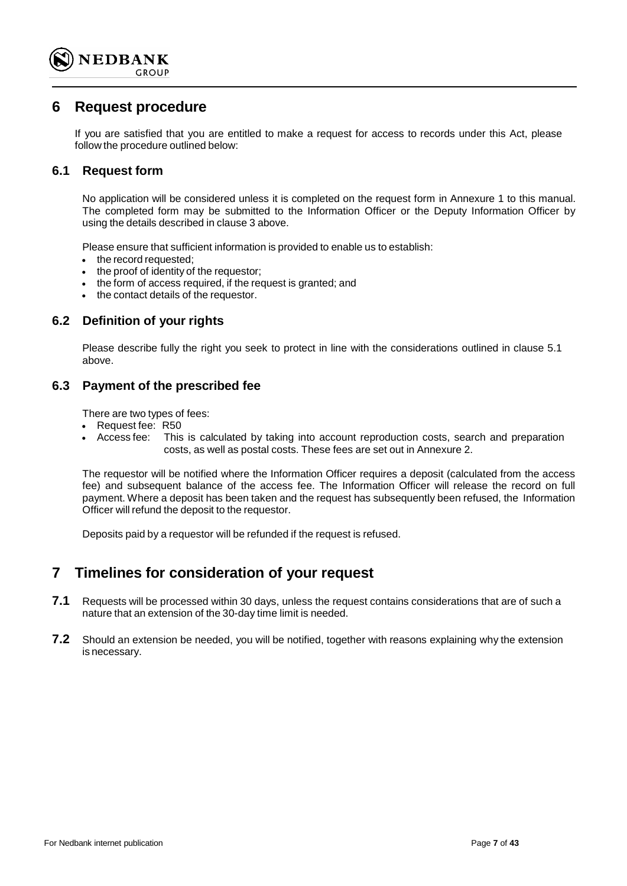# 6 Request procedure

If you are satisfied that you are entitled to make a request for access to records under this Act, please follow the procedure outlined below:

## 6.1 Request form

No application will be considered unless it is completed on the request form in Annexure 1 to this manual. The completed form may be submitted to the Information Officer or the Deputy Information Officer by using the details described in clause 3 above.

Please ensure that sufficient information is provided to enable us to establish:

- the record requested;
- the proof of identity of the requestor;
- the form of access required, if the request is granted; and
- the contact details of the requestor.

## 6.2 Definition of your rights

Please describe fully the right you seek to protect in line with the considerations outlined in clause 5.1 above.

## 6.3 Payment of the prescribed fee

There are two types of fees:

- Request fee: R50
- Access fee: This is calculated by taking into account reproduction costs, search and preparation costs, as well as postal costs. These fees are set out in Annexure 2.

The requestor will be notified where the Information Officer requires a deposit (calculated from the access fee) and subsequent balance of the access fee. The Information Officer will release the record on full payment. Where a deposit has been taken and the request has subsequently been refused, the Information Officer will refund the deposit to the requestor.

Deposits paid by a requestor will be refunded if the request is refused.

# 7 Timelines for consideration of your request

**7.1** Requests will be processed within 30 days, unless the request contains considerations that are of such a nature that an extension of the 30-day time limit is needed.

**7.2** Should an extension be needed, you will be notified, together with reasons explaining why the extension is necessary.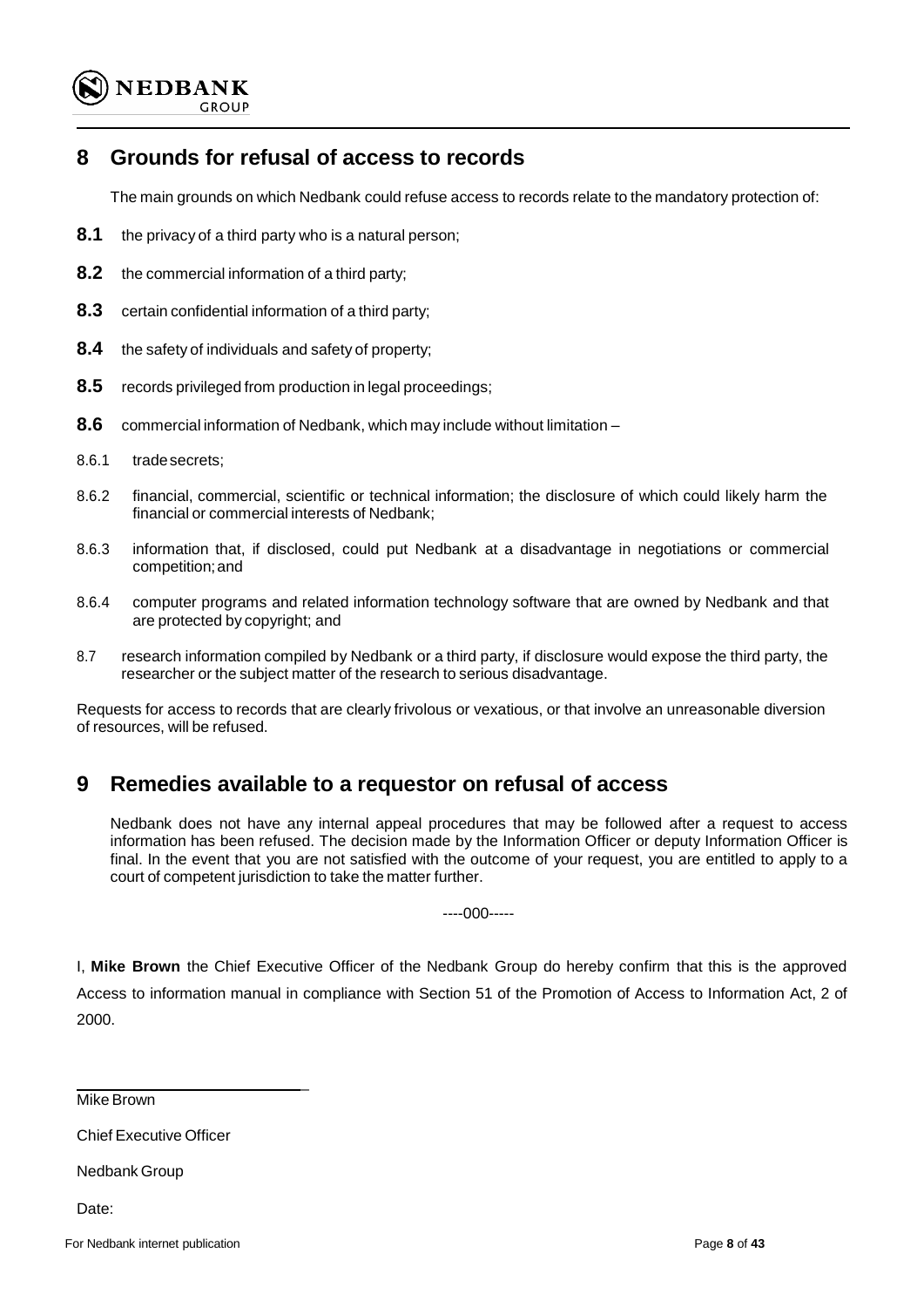## 8 Grounds for refusal of access to records

The main grounds on which Nedbank could refuse access to records relate to the mandatory protection of:

**8.1** the privacy of a third party who is a natural person;

**8.2** the commercial information of a third party;

**8.3** certain confidential information of a third party;

**8.4** the safety of individuals and safety of property;

**8.5** records privileged from production in legal proceedings;

**8.6** commercial information of Nedbank, which may include without limitation –

8.6.1 trade secrets;

8.6.2 financial, commercial, scientific or technical information; the disclosure of which could likely harm the financial or commercial interests of Nedbank;

8.6.3 information that, if disclosed, could put Nedbank at a disadvantage in negotiations or commercial competition; and

8.6.4 computer programs and related information technology software that are owned by Nedbank and that are protected by copyright; and

8.7 research information compiled by Nedbank or a third party, if disclosure would expose the third party, the researcher or the subject matter of the research to serious disadvantage.

Requests for access to records that are clearly frivolous or vexatious, or that involve an unreasonable diversion of resources, will be refused.

## 9 Remedies available to a requestor on refusal of access

Nedbank does not have any internal appeal procedures that may be followed after a request to access information has been refused. The decision made by the Information Officer or deputy Information Officer is final. In the event that you are not satisfied with the outcome of your request, you are entitled to apply to a court of competent jurisdiction to take the matter further.

----000-----

I, **Mike Brown** the Chief Executive Officer of the Nedbank Group do hereby confirm that this is the approved Access to information manual in compliance with Section 51 of the Promotion of Access to Information Act, 2 of 2000.

Mike Brown

Chief Executive Officer

Nedbank Group

Date:

For Nedbank internet publication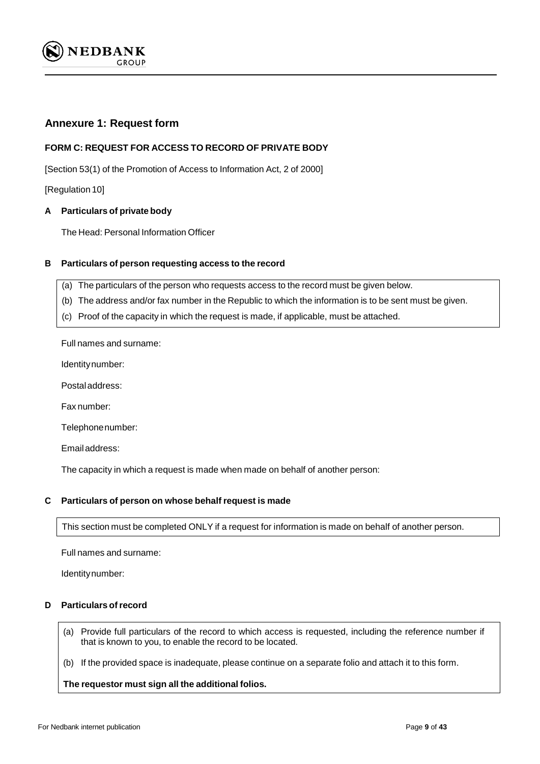## Annexure 1: Request form

**FORM C: REQUEST FOR ACCESS TO RECORD OF PRIVATE BODY**

[Section 53(1) of the Promotion of Access to Information Act, 2 of 2000]

[Regulation 10]

### A Particulars of private body

The Head: Personal Information Officer

### B Particulars of person requesting access to the record

(a) The particulars of the person who requests access to the record must be given below.
(b) The address and/or fax number in the Republic to which the information is to be sent must be given.
(c) Proof of the capacity in which the request is made, if applicable, must be attached.

Full names and surname:

Identity number:

Postal address:

Fax number:

Telephone number:

Email address:

The capacity in which a request is made when made on behalf of another person:

### C Particulars of person on whose behalf request is made

This section must be completed ONLY if a request for information is made on behalf of another person.

Full names and surname:

Identity number:

### D Particulars of record

(a) Provide full particulars of the record to which access is requested, including the reference number if that is known to you, to enable the record to be located.

(b) If the provided space is inadequate, please continue on a separate folio and attach it to this form.

**The requestor must sign all the additional folios.**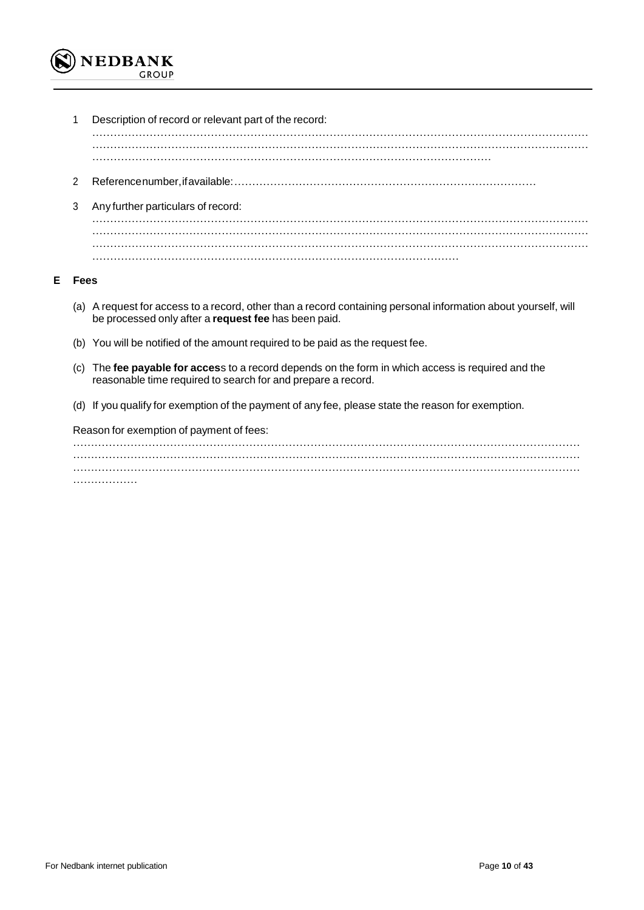1 Description of record or relevant part of the record:

………………………………………………………………………………………………………………………
………………………………………………………………………………………………………………………
………………………………………………………………………………………………………

2 Reference number, if available: ………………………………………………………………………

3 Any further particulars of record:

………………………………………………………………………………………………………………………
………………………………………………………………………………………………………………………
………………………………………………………………………………………………………………………
………………………………………………………………………………………………

## E Fees

(a) A request for access to a record, other than a record containing personal information about yourself, will be processed only after a **request fee** has been paid.

(b) You will be notified of the amount required to be paid as the request fee.

(c) The **fee payable for acces**s to a record depends on the form in which access is required and the reasonable time required to search for and prepare a record.

(d) If you qualify for exemption of the payment of any fee, please state the reason for exemption.

Reason for exemption of payment of fees:

………………………………………………………………………………………………………………………
………………………………………………………………………………………………………………………
………………………………………………………………………………………………………………………
………………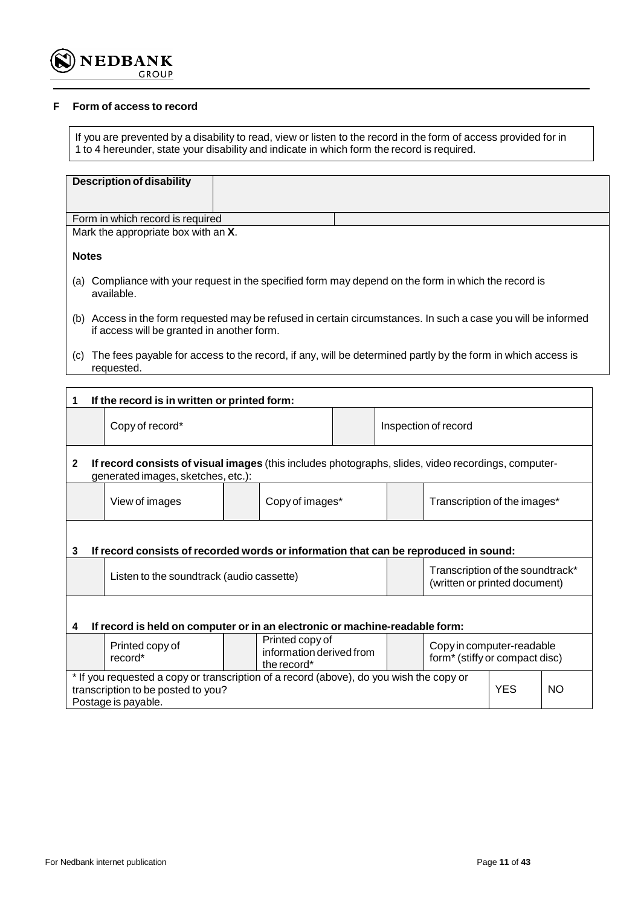## F Form of access to record

If you are prevented by a disability to read, view or listen to the record in the form of access provided for in 1 to 4 hereunder, state your disability and indicate in which form the record is required.

| **Description of disability** | |
|---|---|
| Form in which record is required | |

Mark the appropriate box with an **X**.

**Notes**

(a) Compliance with your request in the specified form may depend on the form in which the record is available.

(b) Access in the form requested may be refused in certain circumstances. In such a case you will be informed if access will be granted in another form.

(c) The fees payable for access to the record, if any, will be determined partly by the form in which access is requested.

**1 If the record is in written or printed form:**

| | | | |
|---|---|---|---|
| | Copy of record* | | Inspection of record |

**2 If record consists of visual images** (this includes photographs, slides, video recordings, computer-generated images, sketches, etc.):

| | | | | | |
|---|---|---|---|---|---|
| | View of images | | Copy of images* | | Transcription of the images* |

**3 If record consists of recorded words or information that can be reproduced in sound:**

| | | | |
|---|---|---|---|
| | Listen to the soundtrack (audio cassette) | | Transcription of the soundtrack* (written or printed document) |

**4 If record is held on computer or in an electronic or machine-readable form:**

| | | | | | |
|---|---|---|---|---|---|
| | Printed copy of record* | | Printed copy of information derived from the record* | | Copy in computer-readable form* (stiffy or compact disc) |

| | | |
|---|---|---|
| * If you requested a copy or transcription of a record (above), do you wish the copy or transcription to be posted to you? Postage is payable. | YES | NO |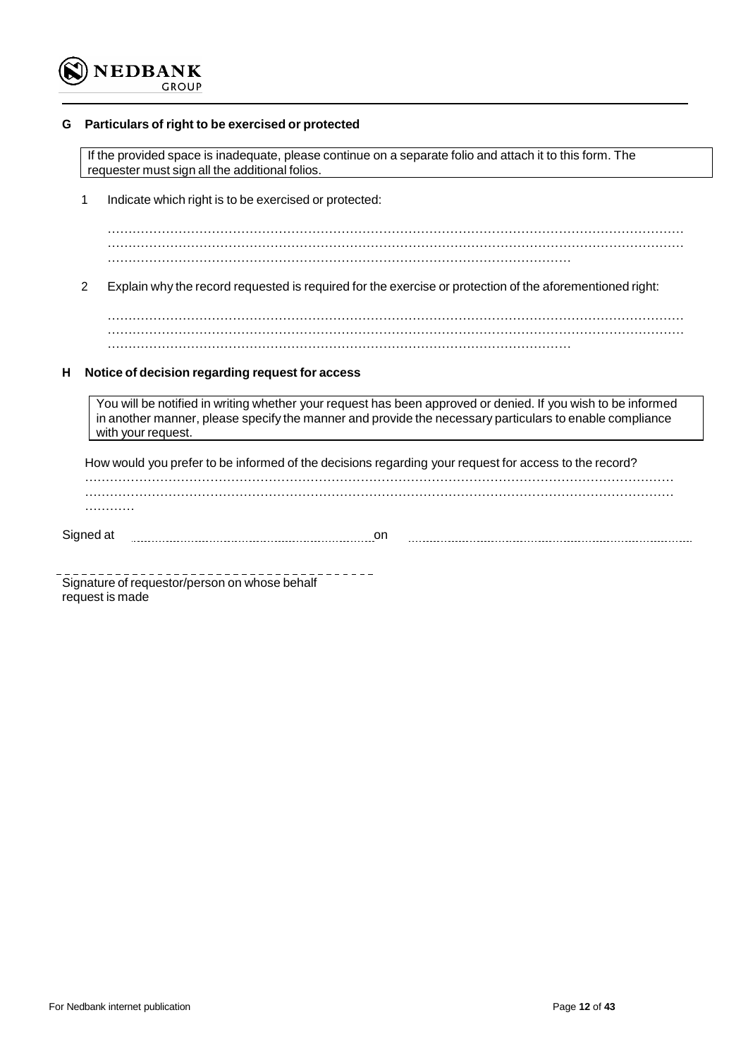## G Particulars of right to be exercised or protected

> If the provided space is inadequate, please continue on a separate folio and attach it to this form. The requester must sign all the additional folios.

1. Indicate which right is to be exercised or protected:

   ……………………………………………………………………………………………………………………
   ……………………………………………………………………………………………………………………
   ………………………………………………………………………………………………

2. Explain why the record requested is required for the exercise or protection of the aforementioned right:

   ……………………………………………………………………………………………………………………
   ……………………………………………………………………………………………………………………
   ………………………………………………………………………………………………

## H Notice of decision regarding request for access

> You will be notified in writing whether your request has been approved or denied. If you wish to be informed in another manner, please specify the manner and provide the necessary particulars to enable compliance with your request.

How would you prefer to be informed of the decisions regarding your request for access to the record?

……………………………………………………………………………………………………………………
……………………………………………………………………………………………………………………
…………

Signed at ………………………………………… on ……………………………………………

- - - - - - - - - - - - - - - - - - - - - - - - - - - - - - - - - - - -

Signature of requestor/person on whose behalf request is made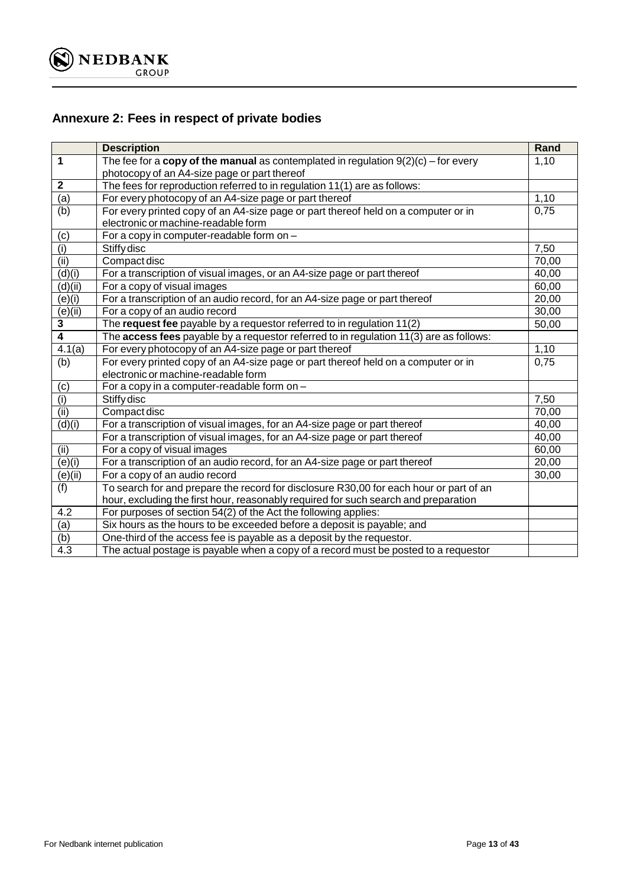## Annexure 2: Fees in respect of private bodies

| | Description | Rand |
|---|---|---|
| **1** | The fee for a **copy of the manual** as contemplated in regulation 9(2)(c) – for every photocopy of an A4-size page or part thereof | 1,10 |
| **2** | The fees for reproduction referred to in regulation 11(1) are as follows: | |
| (a) | For every photocopy of an A4-size page or part thereof | 1,10 |
| (b) | For every printed copy of an A4-size page or part thereof held on a computer or in electronic or machine-readable form | 0,75 |
| (c) | For a copy in computer-readable form on – | |
| (i) | Stiffy disc | 7,50 |
| (ii) | Compact disc | 70,00 |
| (d)(i) | For a transcription of visual images, or an A4-size page or part thereof | 40,00 |
| (d)(ii) | For a copy of visual images | 60,00 |
| (e)(i) | For a transcription of an audio record, for an A4-size page or part thereof | 20,00 |
| (e)(ii) | For a copy of an audio record | 30,00 |
| **3** | The **request fee** payable by a requestor referred to in regulation 11(2) | 50,00 |
| **4** | The **access fees** payable by a requestor referred to in regulation 11(3) are as follows: | |
| 4.1(a) | For every photocopy of an A4-size page or part thereof | 1,10 |
| (b) | For every printed copy of an A4-size page or part thereof held on a computer or in electronic or machine-readable form | 0,75 |
| (c) | For a copy in a computer-readable form on – | |
| (i) | Stiffy disc | 7,50 |
| (ii) | Compact disc | 70,00 |
| (d)(i) | For a transcription of visual images, for an A4-size page or part thereof | 40,00 |
| | For a transcription of visual images, for an A4-size page or part thereof | 40,00 |
| (ii) | For a copy of visual images | 60,00 |
| (e)(i) | For a transcription of an audio record, for an A4-size page or part thereof | 20,00 |
| (e)(ii) | For a copy of an audio record | 30,00 |
| (f) | To search for and prepare the record for disclosure R30,00 for each hour or part of an hour, excluding the first hour, reasonably required for such search and preparation | |
| 4.2 | For purposes of section 54(2) of the Act the following applies: | |
| (a) | Six hours as the hours to be exceeded before a deposit is payable; and | |
| (b) | One-third of the access fee is payable as a deposit by the requestor. | |
| 4.3 | The actual postage is payable when a copy of a record must be posted to a requestor | |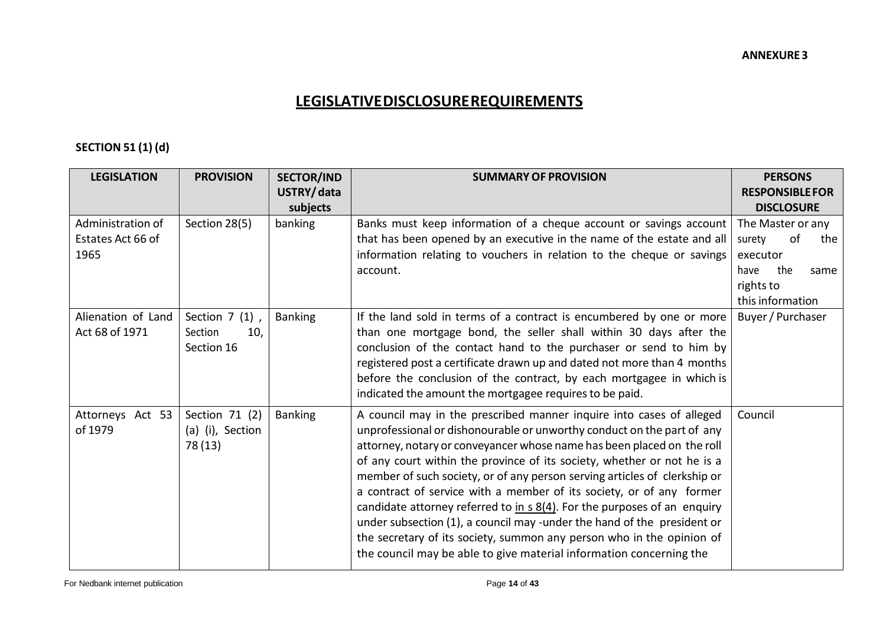**ANNEXURE 3**

# LEGISLATIVE DISCLOSURE REQUIREMENTS

**SECTION 51 (1) (d)**

| LEGISLATION | PROVISION | SECTOR/INDUSTRY/ data subjects | SUMMARY OF PROVISION | PERSONS RESPONSIBLE FOR DISCLOSURE |
|---|---|---|---|---|
| Administration of Estates Act 66 of 1965 | Section 28(5) | banking | Banks must keep information of a cheque account or savings account that has been opened by an executive in the name of the estate and all information relating to vouchers in relation to the cheque or savings account. | The Master or any surety of the executor have the same rights to this information |
| Alienation of Land Act 68 of 1971 | Section 7 (1) , Section 10, Section 16 | Banking | If the land sold in terms of a contract is encumbered by one or more than one mortgage bond, the seller shall within 30 days after the conclusion of the contact hand to the purchaser or send to him by registered post a certificate drawn up and dated not more than 4 months before the conclusion of the contract, by each mortgagee in which is indicated the amount the mortgagee requires to be paid. | Buyer / Purchaser |
| Attorneys Act 53 of 1979 | Section 71 (2) (a) (i), Section 78 (13) | Banking | A council may in the prescribed manner inquire into cases of alleged unprofessional or dishonourable or unworthy conduct on the part of any attorney, notary or conveyancer whose name has been placed on the roll of any court within the province of its society, whether or not he is a member of such society, or of any person serving articles of clerkship or a contract of service with a member of its society, or of any former candidate attorney referred to in s 8(4). For the purposes of an enquiry under subsection (1), a council may -under the hand of the president or the secretary of its society, summon any person who in the opinion of the council may be able to give material information concerning the | Council |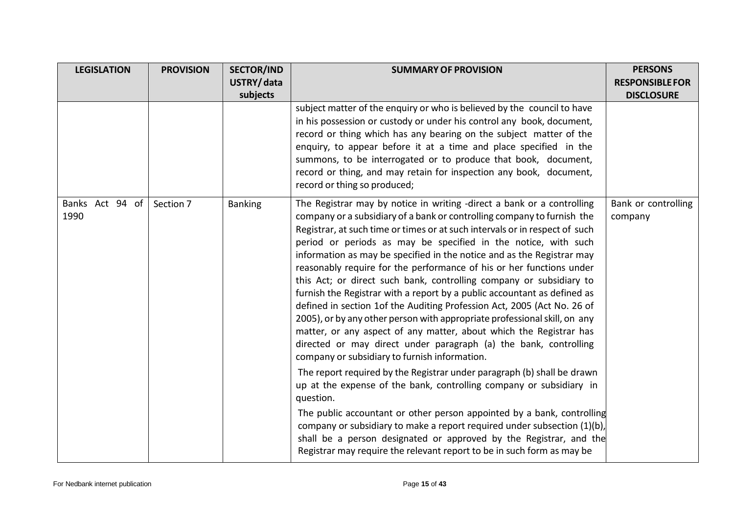| LEGISLATION | PROVISION | SECTOR/INDUSTRY/ data subjects | SUMMARY OF PROVISION | PERSONS RESPONSIBLE FOR DISCLOSURE |
|---|---|---|---|---|
| | | | subject matter of the enquiry or who is believed by the council to have in his possession or custody or under his control any book, document, record or thing which has any bearing on the subject matter of the enquiry, to appear before it at a time and place specified in the summons, to be interrogated or to produce that book, document, record or thing, and may retain for inspection any book, document, record or thing so produced; | |
| Banks Act 94 of 1990 | Section 7 | Banking | The Registrar may by notice in writing -direct a bank or a controlling company or a subsidiary of a bank or controlling company to furnish the Registrar, at such time or times or at such intervals or in respect of such period or periods as may be specified in the notice, with such information as may be specified in the notice and as the Registrar may reasonably require for the performance of his or her functions under this Act; or direct such bank, controlling company or subsidiary to furnish the Registrar with a report by a public accountant as defined as defined in section 1of the Auditing Profession Act, 2005 (Act No. 26 of 2005), or by any other person with appropriate professional skill, on any matter, or any aspect of any matter, about which the Registrar has directed or may direct under paragraph (a) the bank, controlling company or subsidiary to furnish information.<br><br>The report required by the Registrar under paragraph (b) shall be drawn up at the expense of the bank, controlling company or subsidiary in question.<br><br>The public accountant or other person appointed by a bank, controlling company or subsidiary to make a report required under subsection (1)(b), shall be a person designated or approved by the Registrar, and the Registrar may require the relevant report to be in such form as may be | Bank or controlling company |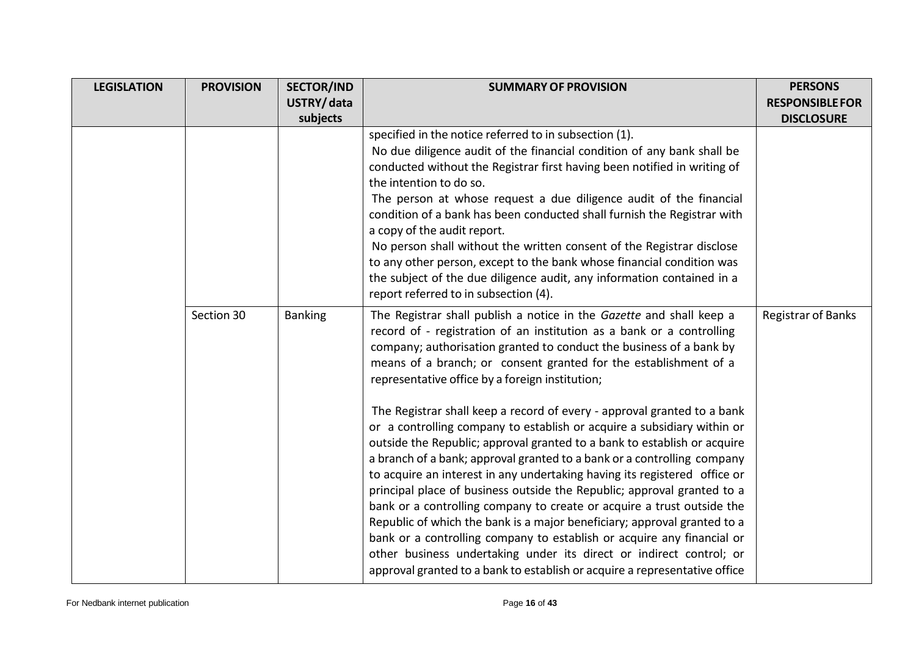| LEGISLATION | PROVISION | SECTOR/INDUSTRY/ data subjects | SUMMARY OF PROVISION | PERSONS RESPONSIBLE FOR DISCLOSURE |
|---|---|---|---|---|
| | | | specified in the notice referred to in subsection (1).<br>No due diligence audit of the financial condition of any bank shall be conducted without the Registrar first having been notified in writing of the intention to do so.<br>The person at whose request a due diligence audit of the financial condition of a bank has been conducted shall furnish the Registrar with a copy of the audit report.<br>No person shall without the written consent of the Registrar disclose to any other person, except to the bank whose financial condition was the subject of the due diligence audit, any information contained in a report referred to in subsection (4). | |
| | Section 30 | Banking | The Registrar shall publish a notice in the *Gazette* and shall keep a record of - registration of an institution as a bank or a controlling company; authorisation granted to conduct the business of a bank by means of a branch; or consent granted for the establishment of a representative office by a foreign institution;<br><br>The Registrar shall keep a record of every - approval granted to a bank or a controlling company to establish or acquire a subsidiary within or outside the Republic; approval granted to a bank to establish or acquire a branch of a bank; approval granted to a bank or a controlling company to acquire an interest in any undertaking having its registered office or principal place of business outside the Republic; approval granted to a bank or a controlling company to create or acquire a trust outside the Republic of which the bank is a major beneficiary; approval granted to a bank or a controlling company to establish or acquire any financial or other business undertaking under its direct or indirect control; or approval granted to a bank to establish or acquire a representative office | Registrar of Banks |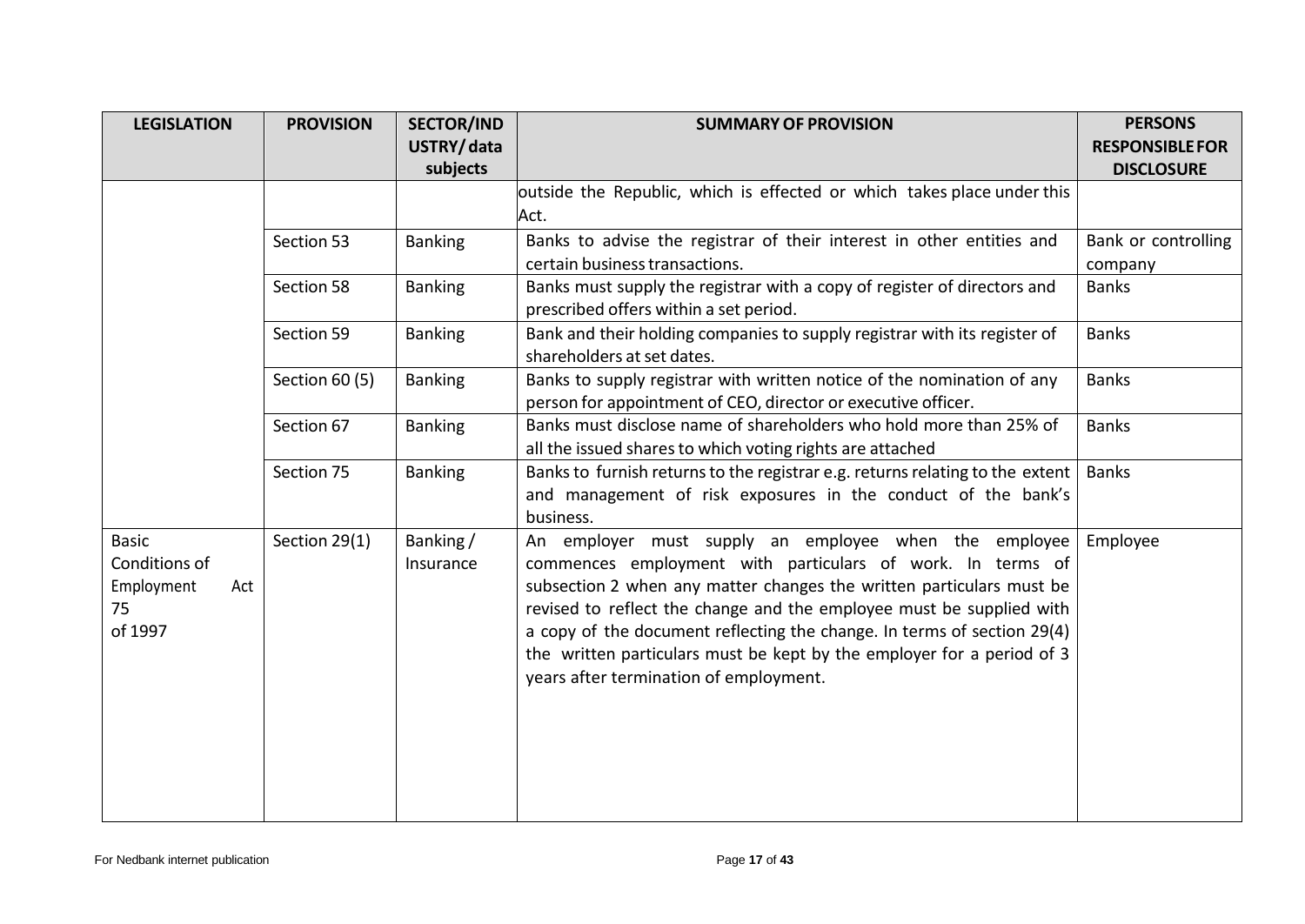| LEGISLATION | PROVISION | SECTOR/INDUSTRY/ data subjects | SUMMARY OF PROVISION | PERSONS RESPONSIBLE FOR DISCLOSURE |
|---|---|---|---|---|
| | | | outside the Republic, which is effected or which takes place under this Act. | |
| | Section 53 | Banking | Banks to advise the registrar of their interest in other entities and certain business transactions. | Bank or controlling company |
| | Section 58 | Banking | Banks must supply the registrar with a copy of register of directors and prescribed offers within a set period. | Banks |
| | Section 59 | Banking | Bank and their holding companies to supply registrar with its register of shareholders at set dates. | Banks |
| | Section 60 (5) | Banking | Banks to supply registrar with written notice of the nomination of any person for appointment of CEO, director or executive officer. | Banks |
| | Section 67 | Banking | Banks must disclose name of shareholders who hold more than 25% of all the issued shares to which voting rights are attached | Banks |
| | Section 75 | Banking | Banks to furnish returns to the registrar e.g. returns relating to the extent and management of risk exposures in the conduct of the bank's business. | Banks |
| Basic Conditions of Employment Act 75 of 1997 | Section 29(1) | Banking / Insurance | An employer must supply an employee when the employee commences employment with particulars of work. In terms of subsection 2 when any matter changes the written particulars must be revised to reflect the change and the employee must be supplied with a copy of the document reflecting the change. In terms of section 29(4) the written particulars must be kept by the employer for a period of 3 years after termination of employment. | Employee |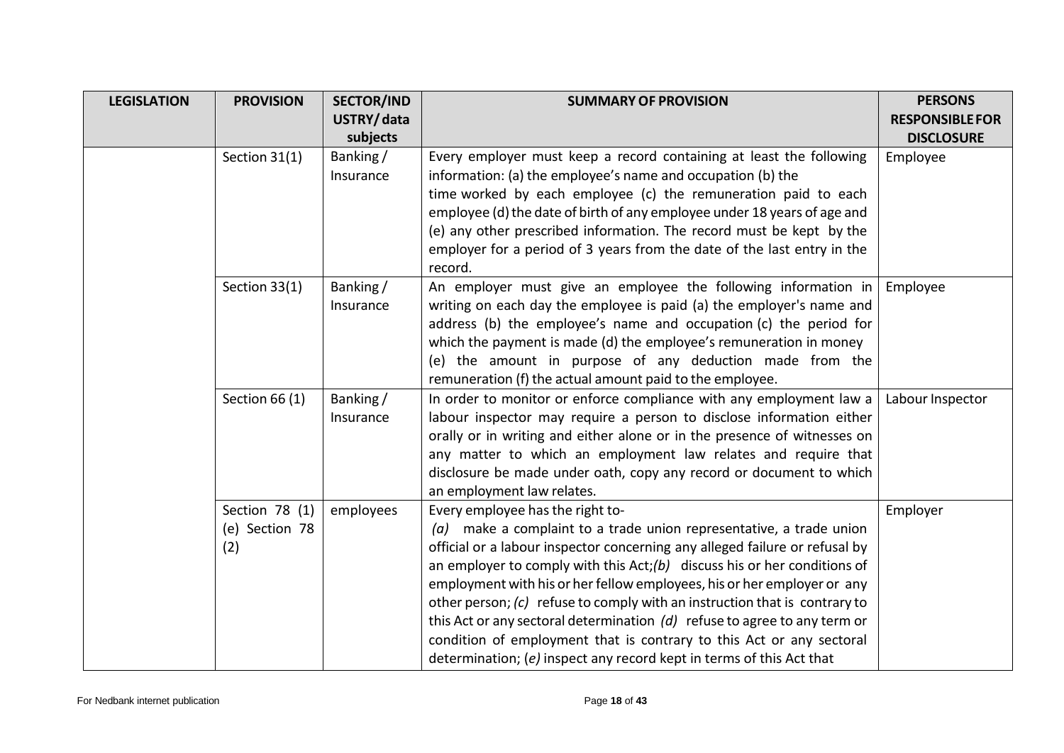| LEGISLATION | PROVISION | SECTOR/INDUSTRY/ data subjects | SUMMARY OF PROVISION | PERSONS RESPONSIBLE FOR DISCLOSURE |
|---|---|---|---|---|
| | Section 31(1) | Banking / Insurance | Every employer must keep a record containing at least the following information: (a) the employee's name and occupation (b) the time worked by each employee (c) the remuneration paid to each employee (d) the date of birth of any employee under 18 years of age and (e) any other prescribed information. The record must be kept by the employer for a period of 3 years from the date of the last entry in the record. | Employee |
| | Section 33(1) | Banking / Insurance | An employer must give an employee the following information in writing on each day the employee is paid (a) the employer's name and address (b) the employee's name and occupation (c) the period for which the payment is made (d) the employee's remuneration in money (e) the amount in purpose of any deduction made from the remuneration (f) the actual amount paid to the employee. | Employee |
| | Section 66 (1) | Banking / Insurance | In order to monitor or enforce compliance with any employment law a labour inspector may require a person to disclose information either orally or in writing and either alone or in the presence of witnesses on any matter to which an employment law relates and require that disclosure be made under oath, copy any record or document to which an employment law relates. | Labour Inspector |
| | Section 78 (1) (e) Section 78 (2) | employees | Every employee has the right to- *(a)* make a complaint to a trade union representative, a trade union official or a labour inspector concerning any alleged failure or refusal by an employer to comply with this Act;*(b)* discuss his or her conditions of employment with his or her fellow employees, his or her employer or any other person; *(c)* refuse to comply with an instruction that is contrary to this Act or any sectoral determination *(d)* refuse to agree to any term or condition of employment that is contrary to this Act or any sectoral determination; (*e)* inspect any record kept in terms of this Act that | Employer |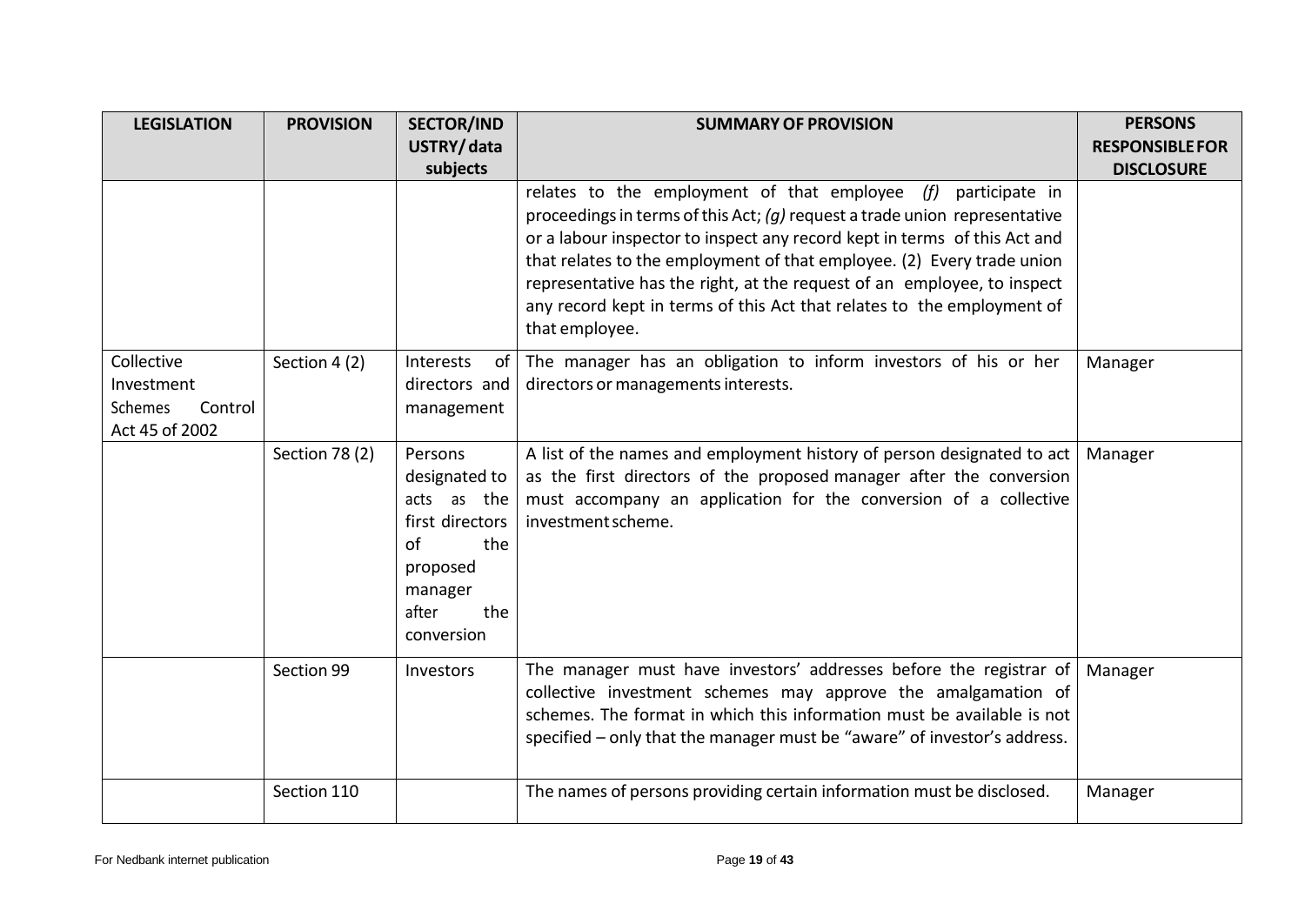| LEGISLATION | PROVISION | SECTOR/INDUSTRY/ data subjects | SUMMARY OF PROVISION | PERSONS RESPONSIBLE FOR DISCLOSURE |
|---|---|---|---|---|
| | | | relates to the employment of that employee *(f)* participate in proceedings in terms of this Act; *(g)* request a trade union representative or a labour inspector to inspect any record kept in terms of this Act and that relates to the employment of that employee. (2) Every trade union representative has the right, at the request of an employee, to inspect any record kept in terms of this Act that relates to the employment of that employee. | |
| Collective Investment Schemes Control Act 45 of 2002 | Section 4 (2) | Interests of directors and management | The manager has an obligation to inform investors of his or her directors or managements interests. | Manager |
| | Section 78 (2) | Persons designated to acts as the first directors of the proposed manager after the conversion | A list of the names and employment history of person designated to act as the first directors of the proposed manager after the conversion must accompany an application for the conversion of a collective investment scheme. | Manager |
| | Section 99 | Investors | The manager must have investors' addresses before the registrar of collective investment schemes may approve the amalgamation of schemes. The format in which this information must be available is not specified – only that the manager must be "aware" of investor's address. | Manager |
| | Section 110 | | The names of persons providing certain information must be disclosed. | Manager |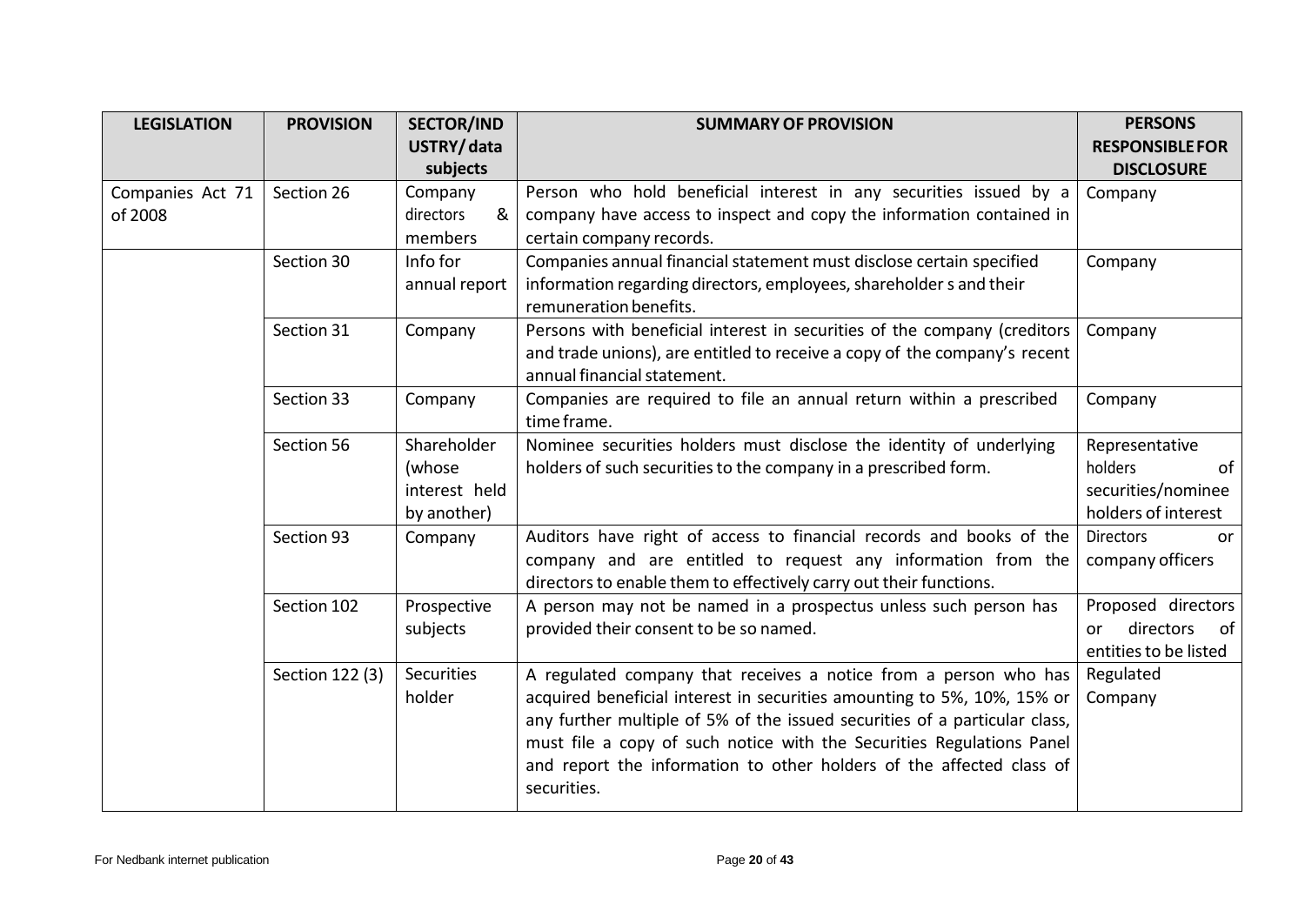| LEGISLATION | PROVISION | SECTOR/INDUSTRY/ data subjects | SUMMARY OF PROVISION | PERSONS RESPONSIBLE FOR DISCLOSURE |
|---|---|---|---|---|
| Companies Act 71 of 2008 | Section 26 | Company directors & members | Person who hold beneficial interest in any securities issued by a company have access to inspect and copy the information contained in certain company records. | Company |
| | Section 30 | Info for annual report | Companies annual financial statement must disclose certain specified information regarding directors, employees, shareholder s and their remuneration benefits. | Company |
| | Section 31 | Company | Persons with beneficial interest in securities of the company (creditors and trade unions), are entitled to receive a copy of the company's recent annual financial statement. | Company |
| | Section 33 | Company | Companies are required to file an annual return within a prescribed time frame. | Company |
| | Section 56 | Shareholder (whose interest held by another) | Nominee securities holders must disclose the identity of underlying holders of such securities to the company in a prescribed form. | Representative holders of securities/nominee holders of interest |
| | Section 93 | Company | Auditors have right of access to financial records and books of the company and are entitled to request any information from the directors to enable them to effectively carry out their functions. | Directors or company officers |
| | Section 102 | Prospective subjects | A person may not be named in a prospectus unless such person has provided their consent to be so named. | Proposed directors or directors of entities to be listed |
| | Section 122 (3) | Securities holder | A regulated company that receives a notice from a person who has acquired beneficial interest in securities amounting to 5%, 10%, 15% or any further multiple of 5% of the issued securities of a particular class, must file a copy of such notice with the Securities Regulations Panel and report the information to other holders of the affected class of securities. | Regulated Company |

For Nedbank internet publication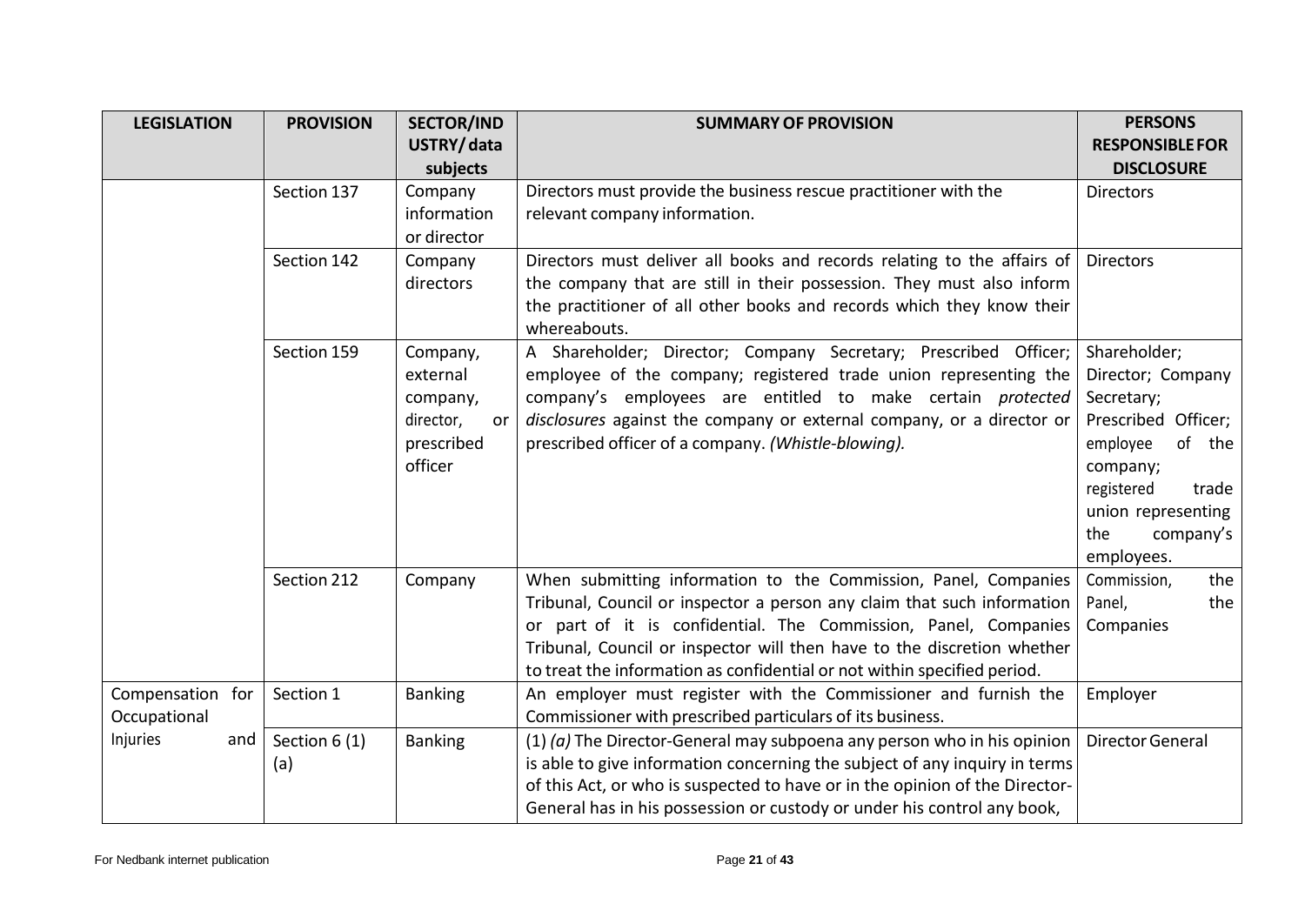| LEGISLATION | PROVISION | SECTOR/INDUSTRY/ data subjects | SUMMARY OF PROVISION | PERSONS RESPONSIBLE FOR DISCLOSURE |
|---|---|---|---|---|
| | Section 137 | Company information or director | Directors must provide the business rescue practitioner with the relevant company information. | Directors |
| | Section 142 | Company directors | Directors must deliver all books and records relating to the affairs of the company that are still in their possession. They must also inform the practitioner of all other books and records which they know their whereabouts. | Directors |
| | Section 159 | Company, external company, director, or prescribed officer | A Shareholder; Director; Company Secretary; Prescribed Officer; employee of the company; registered trade union representing the company's employees are entitled to make certain *protected disclosures* against the company or external company, or a director or prescribed officer of a company. *(Whistle-blowing).* | Shareholder; Director; Company Secretary; Prescribed Officer; employee of the company; registered trade union representing the company's employees. |
| | Section 212 | Company | When submitting information to the Commission, Panel, Companies Tribunal, Council or inspector a person any claim that such information or part of it is confidential. The Commission, Panel, Companies Tribunal, Council or inspector will then have to the discretion whether to treat the information as confidential or not within specified period. | Commission, the Panel, the Companies |
| Compensation for Occupational Injuries and | Section 1 | Banking | An employer must register with the Commissioner and furnish the Commissioner with prescribed particulars of its business. | Employer |
| | Section 6 (1) (a) | Banking | (1) *(a)* The Director-General may subpoena any person who in his opinion is able to give information concerning the subject of any inquiry in terms of this Act, or who is suspected to have or in the opinion of the Director-General has in his possession or custody or under his control any book, | Director General |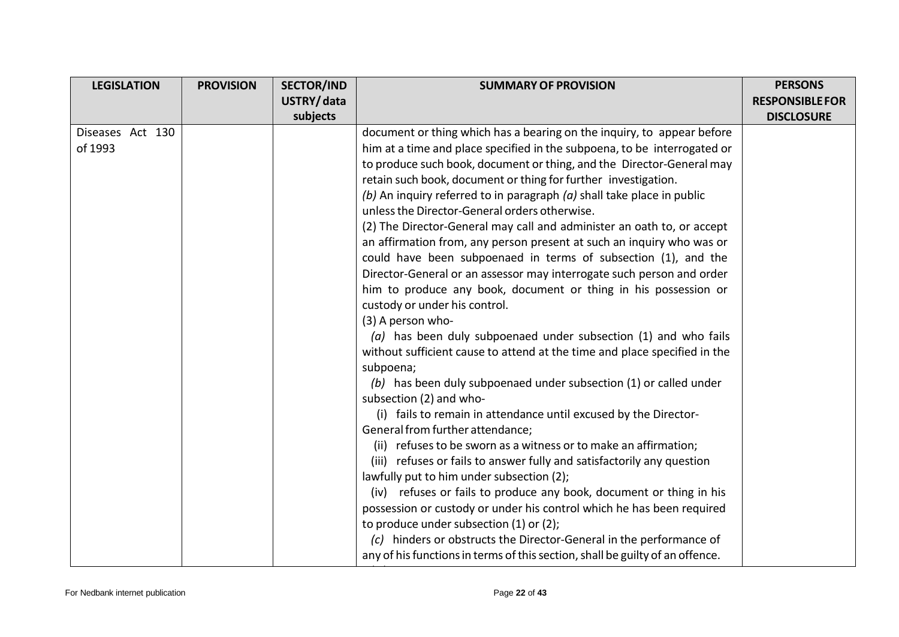| LEGISLATION | PROVISION | SECTOR/INDUSTRY/ data subjects | SUMMARY OF PROVISION | PERSONS RESPONSIBLE FOR DISCLOSURE |
|---|---|---|---|---|
| Diseases Act 130 of 1993 | | | document or thing which has a bearing on the inquiry, to appear before him at a time and place specified in the subpoena, to be interrogated or to produce such book, document or thing, and the Director-General may retain such book, document or thing for further investigation.<br>*(b)* An inquiry referred to in paragraph *(a)* shall take place in public unless the Director-General orders otherwise.<br>(2) The Director-General may call and administer an oath to, or accept an affirmation from, any person present at such an inquiry who was or could have been subpoenaed in terms of subsection (1), and the Director-General or an assessor may interrogate such person and order him to produce any book, document or thing in his possession or custody or under his control.<br>(3) A person who-<br>*(a)* has been duly subpoenaed under subsection (1) and who fails without sufficient cause to attend at the time and place specified in the subpoena;<br>*(b)* has been duly subpoenaed under subsection (1) or called under subsection (2) and who-<br>(i) fails to remain in attendance until excused by the Director-General from further attendance;<br>(ii) refuses to be sworn as a witness or to make an affirmation;<br>(iii) refuses or fails to answer fully and satisfactorily any question lawfully put to him under subsection (2);<br>(iv) refuses or fails to produce any book, document or thing in his possession or custody or under his control which he has been required to produce under subsection (1) or (2);<br>*(c)* hinders or obstructs the Director-General in the performance of any of his functions in terms of this section, shall be guilty of an offence. | |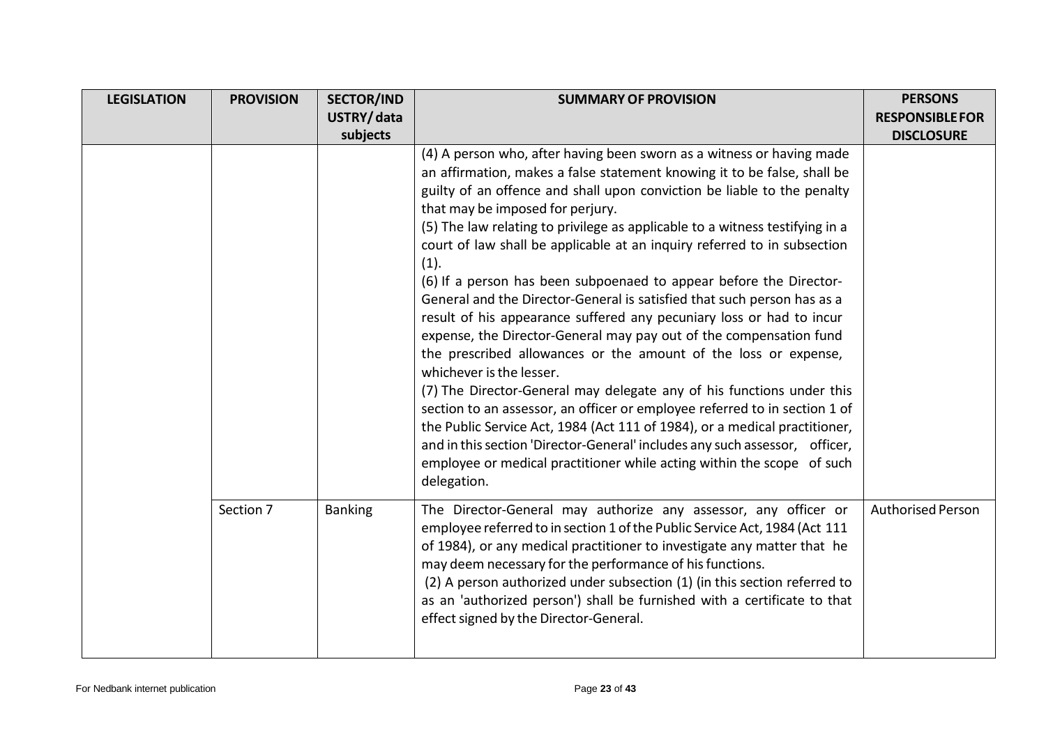| LEGISLATION | PROVISION | SECTOR/INDUSTRY/ data subjects | SUMMARY OF PROVISION | PERSONS RESPONSIBLE FOR DISCLOSURE |
| --- | --- | --- | --- | --- |
| | | | (4) A person who, after having been sworn as a witness or having made an affirmation, makes a false statement knowing it to be false, shall be guilty of an offence and shall upon conviction be liable to the penalty that may be imposed for perjury.<br>(5) The law relating to privilege as applicable to a witness testifying in a court of law shall be applicable at an inquiry referred to in subsection (1).<br>(6) If a person has been subpoenaed to appear before the Director-General and the Director-General is satisfied that such person has as a result of his appearance suffered any pecuniary loss or had to incur expense, the Director-General may pay out of the compensation fund the prescribed allowances or the amount of the loss or expense, whichever is the lesser.<br>(7) The Director-General may delegate any of his functions under this section to an assessor, an officer or employee referred to in section 1 of the Public Service Act, 1984 (Act 111 of 1984), or a medical practitioner, and in this section 'Director-General' includes any such assessor, officer, employee or medical practitioner while acting within the scope of such delegation. | |
| | Section 7 | Banking | The Director-General may authorize any assessor, any officer or employee referred to in section 1 of the Public Service Act, 1984 (Act 111 of 1984), or any medical practitioner to investigate any matter that he may deem necessary for the performance of his functions.<br>(2) A person authorized under subsection (1) (in this section referred to as an 'authorized person') shall be furnished with a certificate to that effect signed by the Director-General. | Authorised Person |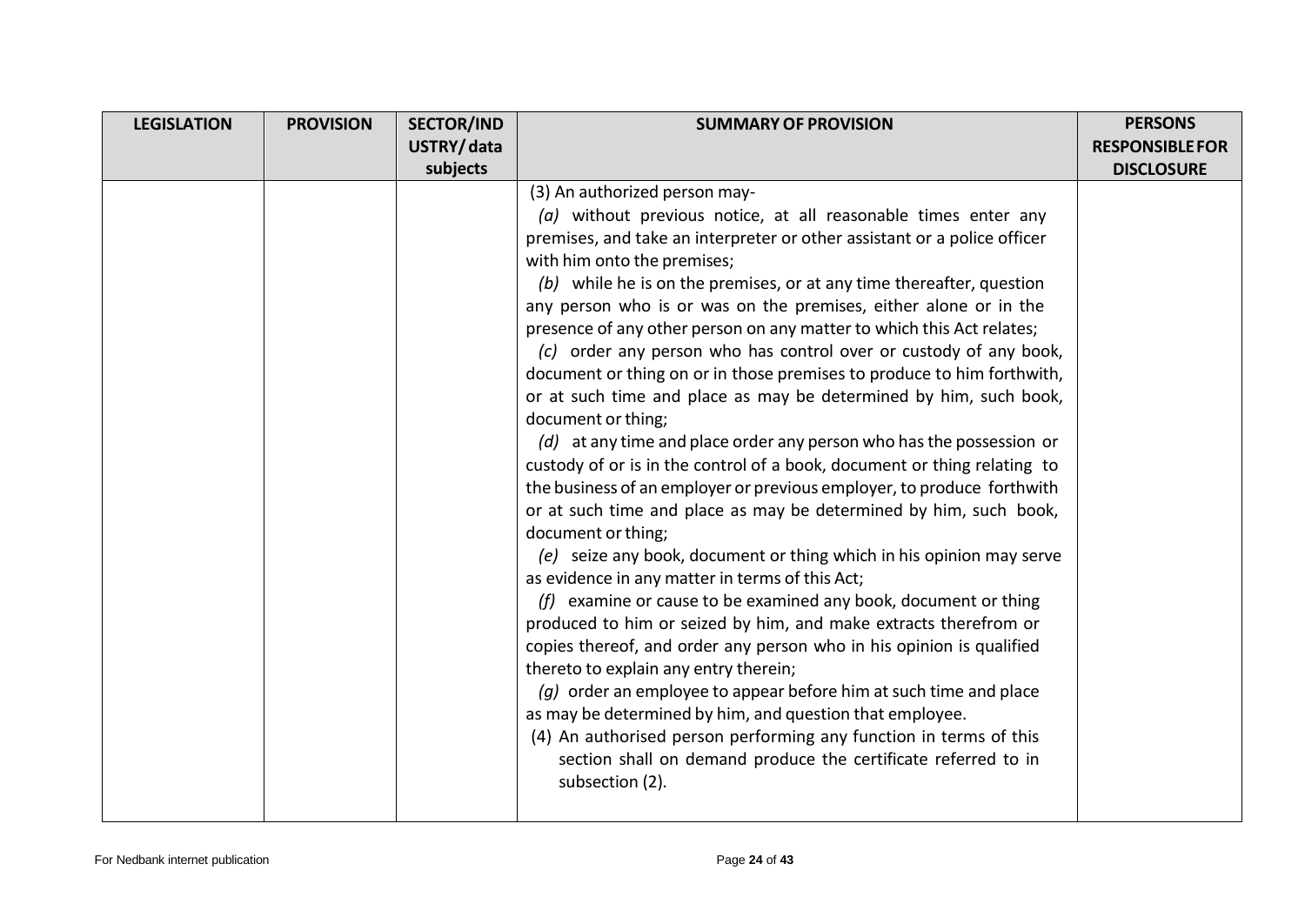| LEGISLATION | PROVISION | SECTOR/INDUSTRY/ data subjects | SUMMARY OF PROVISION | PERSONS RESPONSIBLE FOR DISCLOSURE |
|---|---|---|---|---|
| | | | (3) An authorized person may-<br>*(a)* without previous notice, at all reasonable times enter any premises, and take an interpreter or other assistant or a police officer with him onto the premises;<br>*(b)* while he is on the premises, or at any time thereafter, question any person who is or was on the premises, either alone or in the presence of any other person on any matter to which this Act relates;<br>*(c)* order any person who has control over or custody of any book, document or thing on or in those premises to produce to him forthwith, or at such time and place as may be determined by him, such book, document or thing;<br>*(d)* at any time and place order any person who has the possession or custody of or is in the control of a book, document or thing relating to the business of an employer or previous employer, to produce forthwith or at such time and place as may be determined by him, such book, document or thing;<br>*(e)* seize any book, document or thing which in his opinion may serve as evidence in any matter in terms of this Act;<br>*(f)* examine or cause to be examined any book, document or thing produced to him or seized by him, and make extracts therefrom or copies thereof, and order any person who in his opinion is qualified thereto to explain any entry therein;<br>*(g)* order an employee to appear before him at such time and place as may be determined by him, and question that employee.<br>(4) An authorised person performing any function in terms of this section shall on demand produce the certificate referred to in subsection (2). | |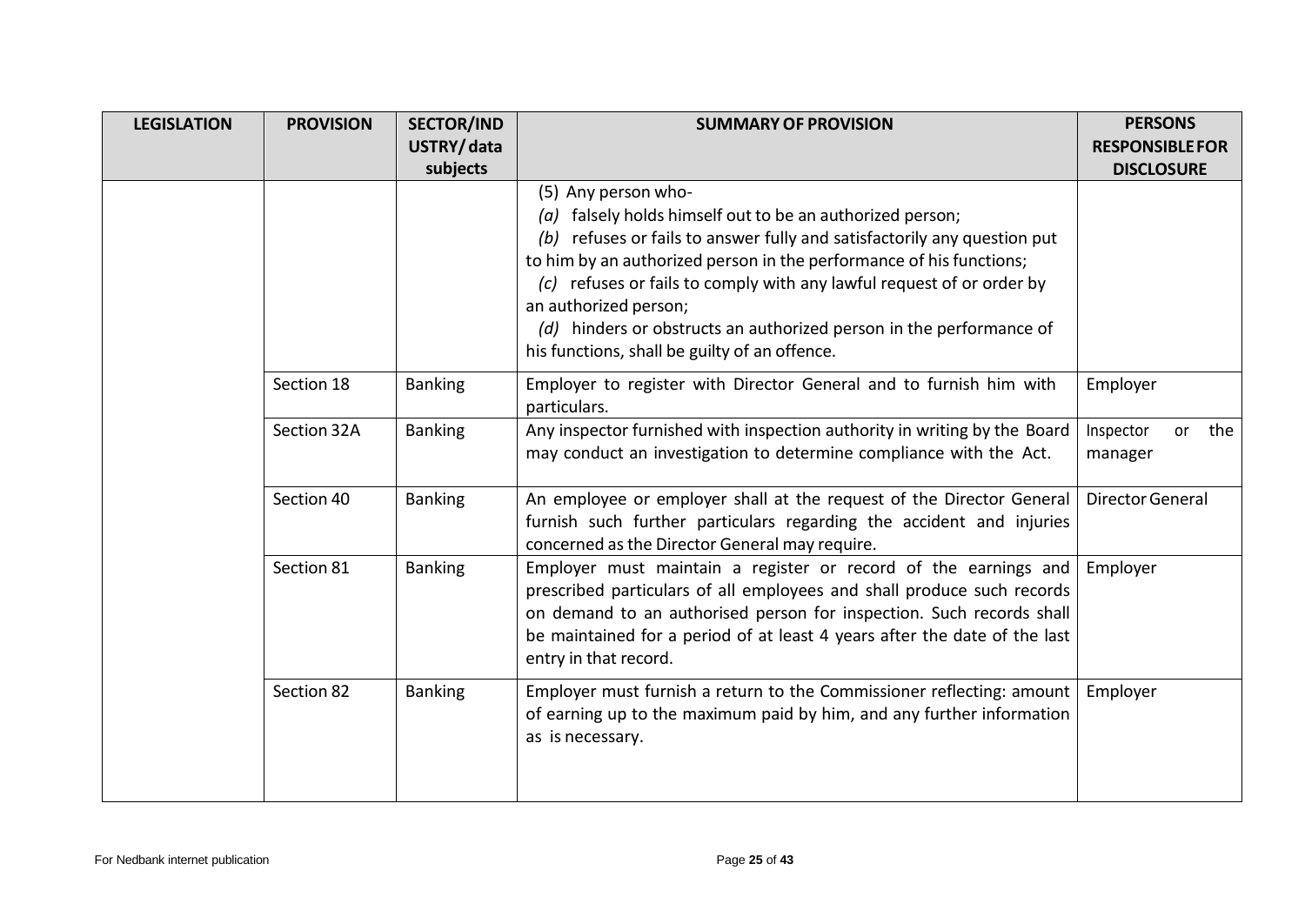| LEGISLATION | PROVISION | SECTOR/INDUSTRY/ data subjects | SUMMARY OF PROVISION | PERSONS RESPONSIBLE FOR DISCLOSURE |
|---|---|---|---|---|
| | | | (5) Any person who- *(a)* falsely holds himself out to be an authorized person; *(b)* refuses or fails to answer fully and satisfactorily any question put to him by an authorized person in the performance of his functions; *(c)* refuses or fails to comply with any lawful request of or order by an authorized person; *(d)* hinders or obstructs an authorized person in the performance of his functions, shall be guilty of an offence. | |
| | Section 18 | Banking | Employer to register with Director General and to furnish him with particulars. | Employer |
| | Section 32A | Banking | Any inspector furnished with inspection authority in writing by the Board may conduct an investigation to determine compliance with the Act. | Inspector or the manager |
| | Section 40 | Banking | An employee or employer shall at the request of the Director General furnish such further particulars regarding the accident and injuries concerned as the Director General may require. | Director General |
| | Section 81 | Banking | Employer must maintain a register or record of the earnings and prescribed particulars of all employees and shall produce such records on demand to an authorised person for inspection. Such records shall be maintained for a period of at least 4 years after the date of the last entry in that record. | Employer |
| | Section 82 | Banking | Employer must furnish a return to the Commissioner reflecting: amount of earning up to the maximum paid by him, and any further information as is necessary. | Employer |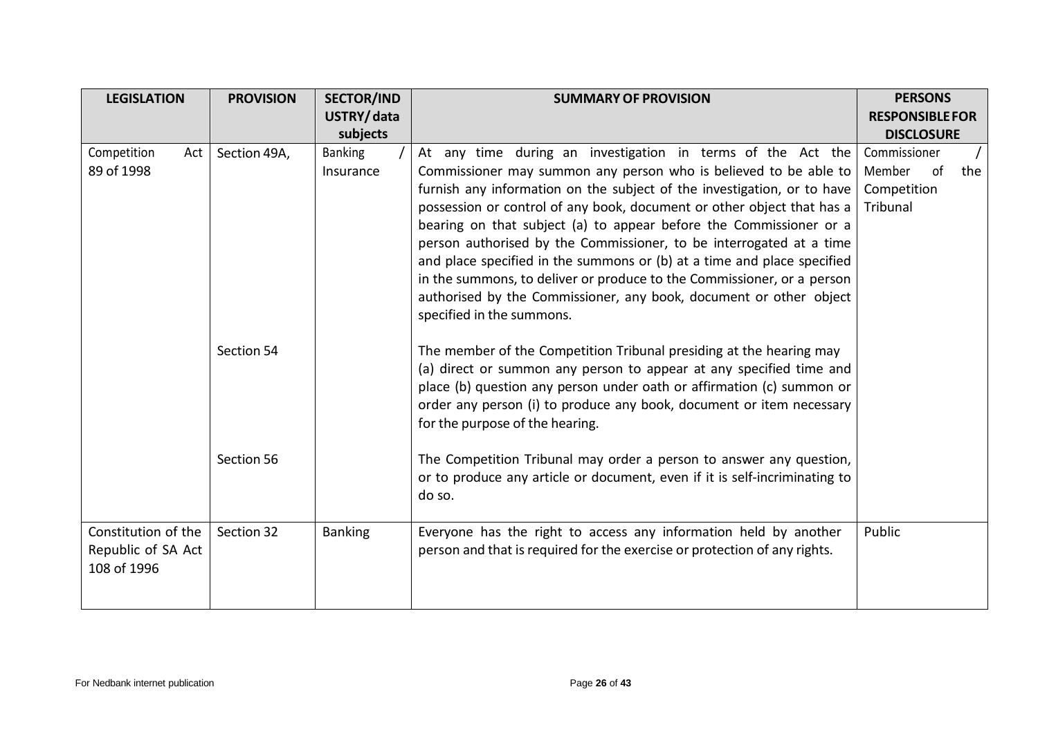| LEGISLATION | PROVISION | SECTOR/INDUSTRY/ data subjects | SUMMARY OF PROVISION | PERSONS RESPONSIBLE FOR DISCLOSURE |
|---|---|---|---|---|
| Competition Act 89 of 1998 | Section 49A, | Banking / Insurance | At any time during an investigation in terms of the Act the Commissioner may summon any person who is believed to be able to furnish any information on the subject of the investigation, or to have possession or control of any book, document or other object that has a bearing on that subject (a) to appear before the Commissioner or a person authorised by the Commissioner, to be interrogated at a time and place specified in the summons or (b) at a time and place specified in the summons, to deliver or produce to the Commissioner, or a person authorised by the Commissioner, any book, document or other object specified in the summons. | Commissioner / Member of the Competition Tribunal |
| | Section 54 | | The member of the Competition Tribunal presiding at the hearing may (a) direct or summon any person to appear at any specified time and place (b) question any person under oath or affirmation (c) summon or order any person (i) to produce any book, document or item necessary for the purpose of the hearing. | |
| | Section 56 | | The Competition Tribunal may order a person to answer any question, or to produce any article or document, even if it is self-incriminating to do so. | |
| Constitution of the Republic of SA Act 108 of 1996 | Section 32 | Banking | Everyone has the right to access any information held by another person and that is required for the exercise or protection of any rights. | Public |

For Nedbank internet publication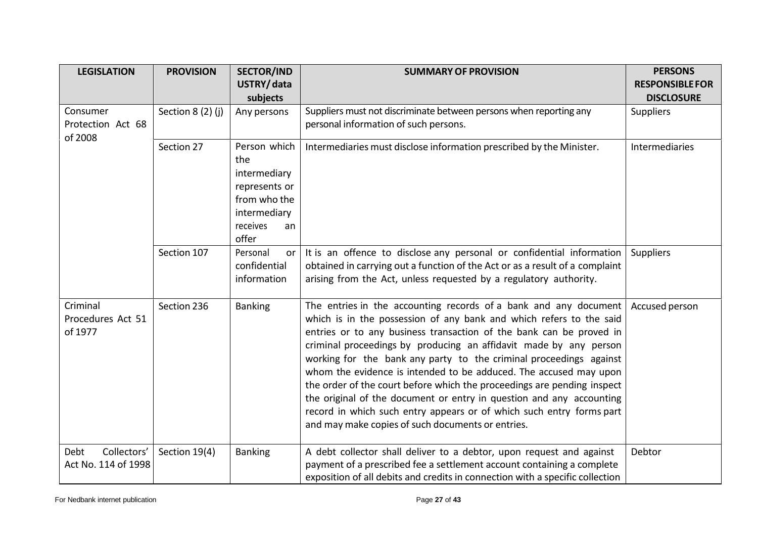| LEGISLATION | PROVISION | SECTOR/INDUSTRY/ data subjects | SUMMARY OF PROVISION | PERSONS RESPONSIBLE FOR DISCLOSURE |
|---|---|---|---|---|
| Consumer Protection Act 68 of 2008 | Section 8 (2) (j) | Any persons | Suppliers must not discriminate between persons when reporting any personal information of such persons. | Suppliers |
| | Section 27 | Person which the intermediary represents or from who the intermediary receives an offer | Intermediaries must disclose information prescribed by the Minister. | Intermediaries |
| | Section 107 | Personal or confidential information | It is an offence to disclose any personal or confidential information obtained in carrying out a function of the Act or as a result of a complaint arising from the Act, unless requested by a regulatory authority. | Suppliers |
| Criminal Procedures Act 51 of 1977 | Section 236 | Banking | The entries in the accounting records of a bank and any document which is in the possession of any bank and which refers to the said entries or to any business transaction of the bank can be proved in criminal proceedings by producing an affidavit made by any person working for the bank any party to the criminal proceedings against whom the evidence is intended to be adduced. The accused may upon the order of the court before which the proceedings are pending inspect the original of the document or entry in question and any accounting record in which such entry appears or of which such entry forms part and may make copies of such documents or entries. | Accused person |
| Debt Collectors' Act No. 114 of 1998 | Section 19(4) | Banking | A debt collector shall deliver to a debtor, upon request and against payment of a prescribed fee a settlement account containing a complete exposition of all debits and credits in connection with a specific collection | Debtor |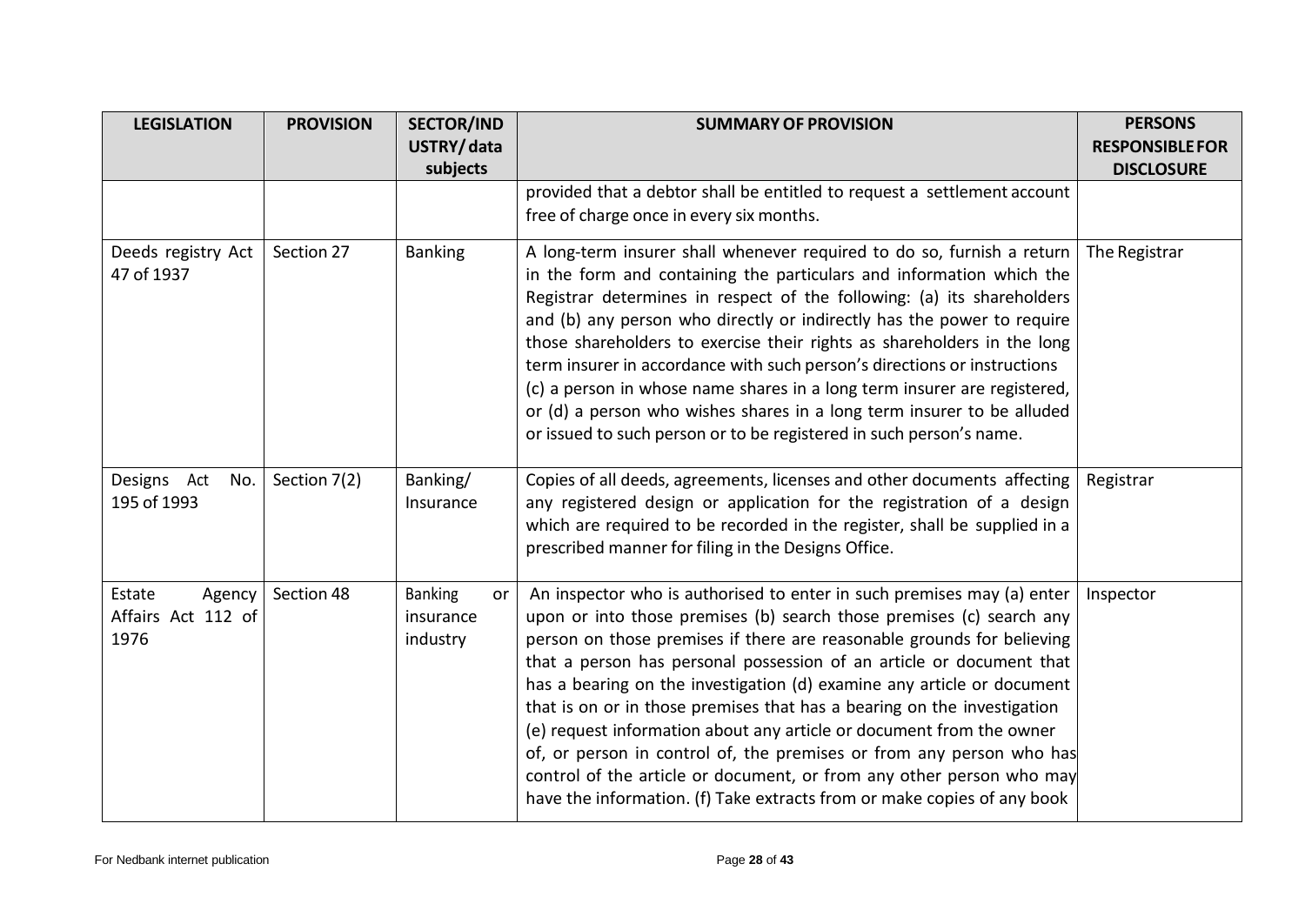| LEGISLATION | PROVISION | SECTOR/INDUSTRY/data subjects | SUMMARY OF PROVISION | PERSONS RESPONSIBLE FOR DISCLOSURE |
|---|---|---|---|---|
| | | | provided that a debtor shall be entitled to request a settlement account free of charge once in every six months. | |
| Deeds registry Act 47 of 1937 | Section 27 | Banking | A long-term insurer shall whenever required to do so, furnish a return in the form and containing the particulars and information which the Registrar determines in respect of the following: (a) its shareholders and (b) any person who directly or indirectly has the power to require those shareholders to exercise their rights as shareholders in the long term insurer in accordance with such person's directions or instructions (c) a person in whose name shares in a long term insurer are registered, or (d) a person who wishes shares in a long term insurer to be alluded or issued to such person or to be registered in such person's name. | The Registrar |
| Designs Act No. 195 of 1993 | Section 7(2) | Banking/ Insurance | Copies of all deeds, agreements, licenses and other documents affecting any registered design or application for the registration of a design which are required to be recorded in the register, shall be supplied in a prescribed manner for filing in the Designs Office. | Registrar |
| Estate Agency Affairs Act 112 of 1976 | Section 48 | Banking or insurance industry | An inspector who is authorised to enter in such premises may (a) enter upon or into those premises (b) search those premises (c) search any person on those premises if there are reasonable grounds for believing that a person has personal possession of an article or document that has a bearing on the investigation (d) examine any article or document that is on or in those premises that has a bearing on the investigation (e) request information about any article or document from the owner of, or person in control of, the premises or from any person who has control of the article or document, or from any other person who may have the information. (f) Take extracts from or make copies of any book | Inspector |

For Nedbank internet publication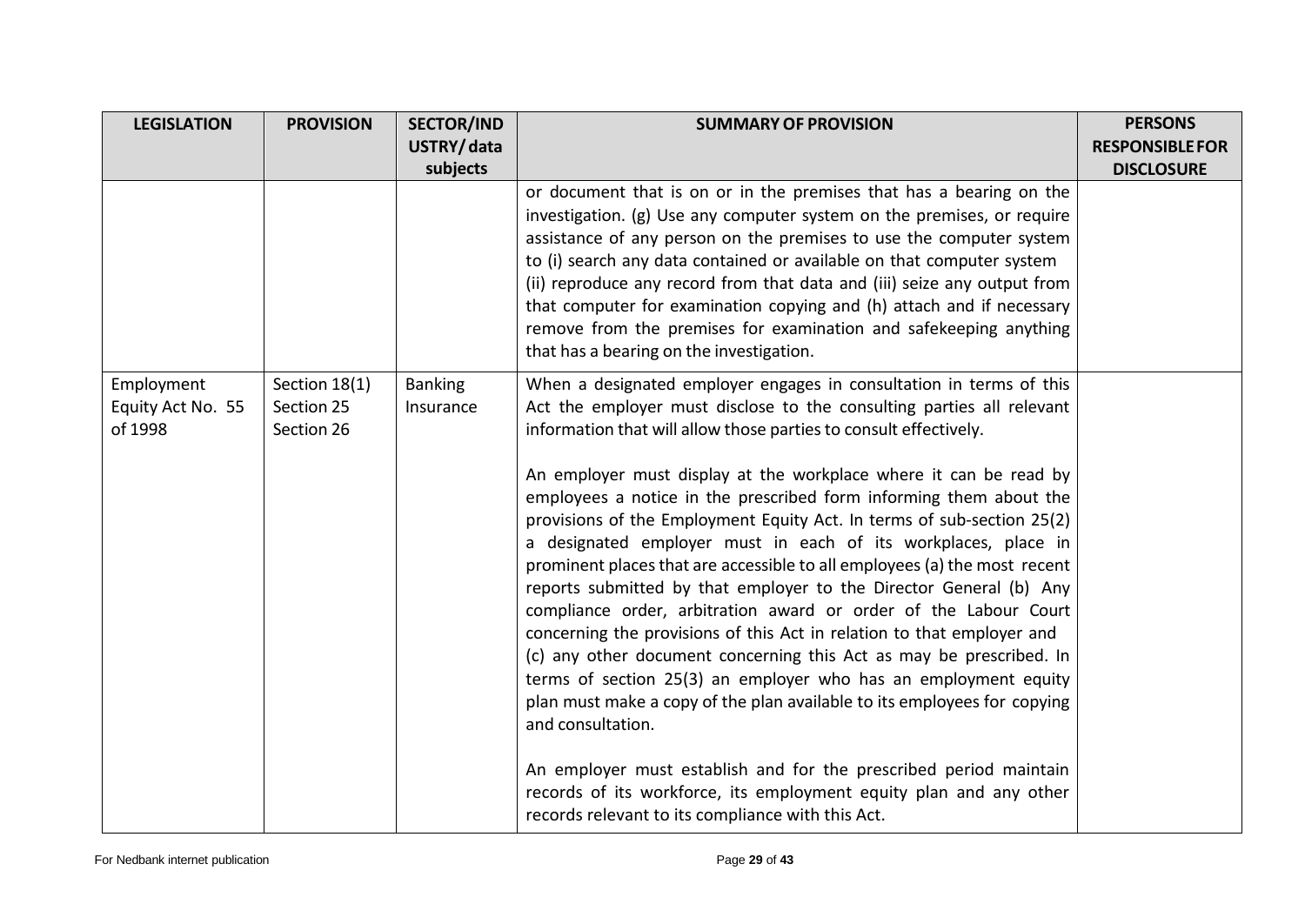| LEGISLATION | PROVISION | SECTOR/INDUSTRY/ data subjects | SUMMARY OF PROVISION | PERSONS RESPONSIBLE FOR DISCLOSURE |
|---|---|---|---|---|
| | | | or document that is on or in the premises that has a bearing on the investigation. (g) Use any computer system on the premises, or require assistance of any person on the premises to use the computer system to (i) search any data contained or available on that computer system (ii) reproduce any record from that data and (iii) seize any output from that computer for examination copying and (h) attach and if necessary remove from the premises for examination and safekeeping anything that has a bearing on the investigation. | |
| Employment Equity Act No. 55 of 1998 | Section 18(1)<br>Section 25<br>Section 26 | Banking<br>Insurance | When a designated employer engages in consultation in terms of this Act the employer must disclose to the consulting parties all relevant information that will allow those parties to consult effectively.<br><br>An employer must display at the workplace where it can be read by employees a notice in the prescribed form informing them about the provisions of the Employment Equity Act. In terms of sub-section 25(2) a designated employer must in each of its workplaces, place in prominent places that are accessible to all employees (a) the most recent reports submitted by that employer to the Director General (b) Any compliance order, arbitration award or order of the Labour Court concerning the provisions of this Act in relation to that employer and (c) any other document concerning this Act as may be prescribed. In terms of section 25(3) an employer who has an employment equity plan must make a copy of the plan available to its employees for copying and consultation.<br><br>An employer must establish and for the prescribed period maintain records of its workforce, its employment equity plan and any other records relevant to its compliance with this Act. | |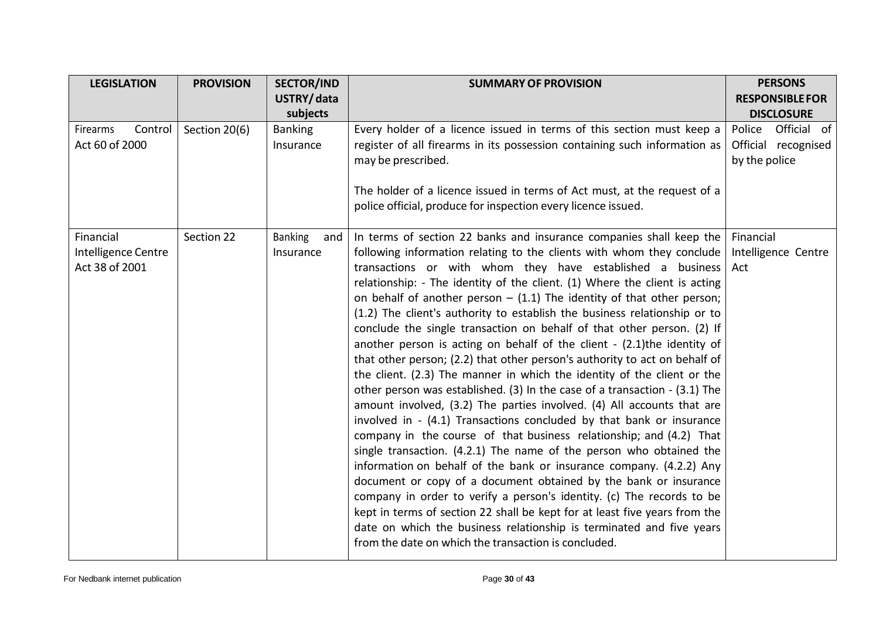| LEGISLATION | PROVISION | SECTOR/INDUSTRY/ data subjects | SUMMARY OF PROVISION | PERSONS RESPONSIBLE FOR DISCLOSURE |
|---|---|---|---|---|
| Firearms Control Act 60 of 2000 | Section 20(6) | Banking Insurance | Every holder of a licence issued in terms of this section must keep a register of all firearms in its possession containing such information as may be prescribed.<br><br>The holder of a licence issued in terms of Act must, at the request of a police official, produce for inspection every licence issued. | Police Official of Official recognised by the police |
| Financial Intelligence Centre Act 38 of 2001 | Section 22 | Banking and Insurance | In terms of section 22 banks and insurance companies shall keep the following information relating to the clients with whom they conclude transactions or with whom they have established a business relationship: - The identity of the client. (1) Where the client is acting on behalf of another person – (1.1) The identity of that other person; (1.2) The client's authority to establish the business relationship or to conclude the single transaction on behalf of that other person. (2) If another person is acting on behalf of the client - (2.1)the identity of that other person; (2.2) that other person's authority to act on behalf of the client. (2.3) The manner in which the identity of the client or the other person was established. (3) In the case of a transaction - (3.1) The amount involved, (3.2) The parties involved. (4) All accounts that are involved in - (4.1) Transactions concluded by that bank or insurance company in the course of that business relationship; and (4.2) That single transaction. (4.2.1) The name of the person who obtained the information on behalf of the bank or insurance company. (4.2.2) Any document or copy of a document obtained by the bank or insurance company in order to verify a person's identity. (c) The records to be kept in terms of section 22 shall be kept for at least five years from the date on which the business relationship is terminated and five years from the date on which the transaction is concluded. | Financial Intelligence Centre Act |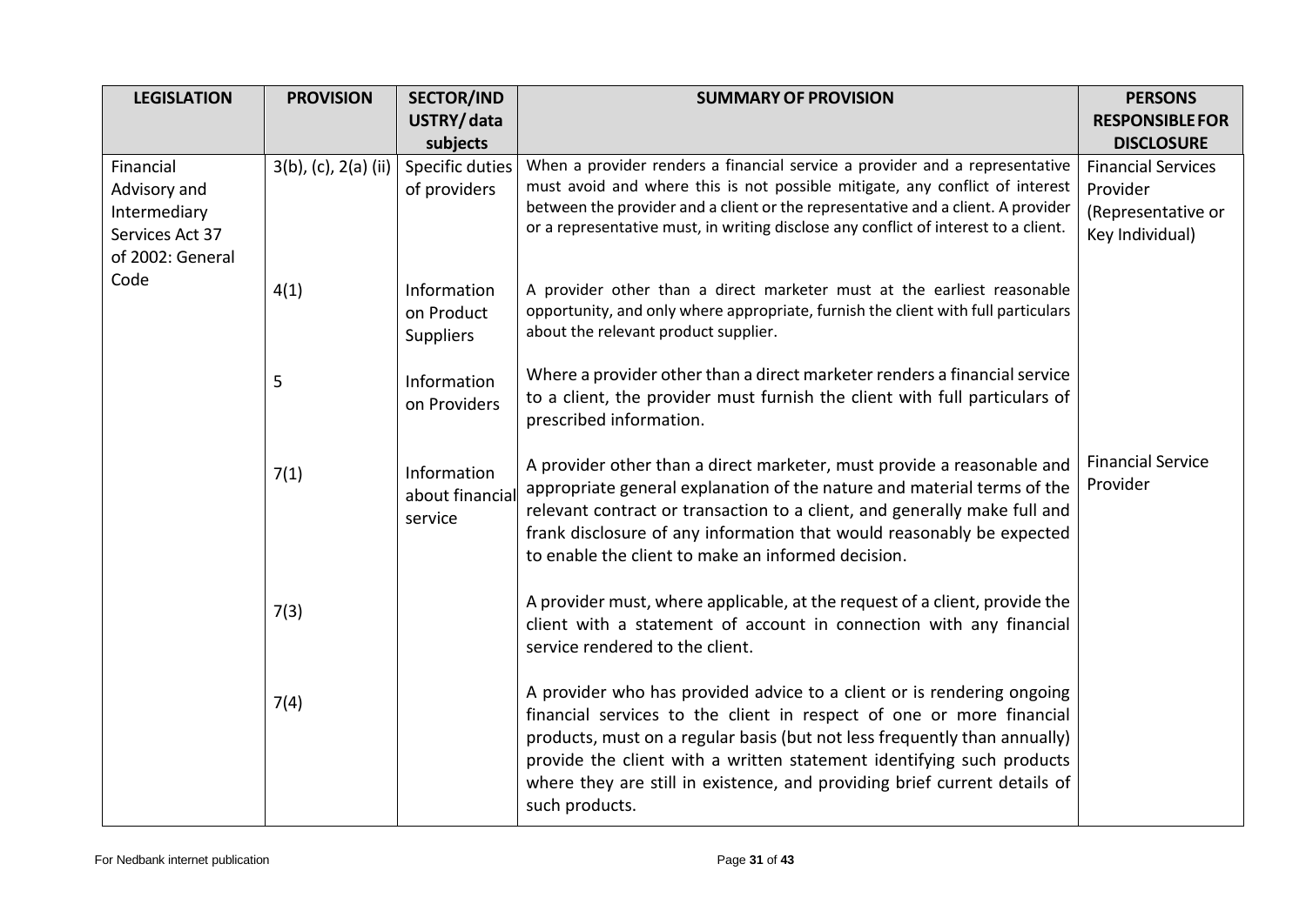| LEGISLATION | PROVISION | SECTOR/INDUSTRY/ data subjects | SUMMARY OF PROVISION | PERSONS RESPONSIBLE FOR DISCLOSURE |
|---|---|---|---|---|
| Financial Advisory and Intermediary Services Act 37 of 2002: General Code | 3(b), (c), 2(a) (ii) | Specific duties of providers | When a provider renders a financial service a provider and a representative must avoid and where this is not possible mitigate, any conflict of interest between the provider and a client or the representative and a client. A provider or a representative must, in writing disclose any conflict of interest to a client. | Financial Services Provider (Representative or Key Individual) |
| | 4(1) | Information on Product Suppliers | A provider other than a direct marketer must at the earliest reasonable opportunity, and only where appropriate, furnish the client with full particulars about the relevant product supplier. | |
| | 5 | Information on Providers | Where a provider other than a direct marketer renders a financial service to a client, the provider must furnish the client with full particulars of prescribed information. | |
| | 7(1) | Information about financial service | A provider other than a direct marketer, must provide a reasonable and appropriate general explanation of the nature and material terms of the relevant contract or transaction to a client, and generally make full and frank disclosure of any information that would reasonably be expected to enable the client to make an informed decision. | Financial Service Provider |
| | 7(3) | | A provider must, where applicable, at the request of a client, provide the client with a statement of account in connection with any financial service rendered to the client. | |
| | 7(4) | | A provider who has provided advice to a client or is rendering ongoing financial services to the client in respect of one or more financial products, must on a regular basis (but not less frequently than annually) provide the client with a written statement identifying such products where they are still in existence, and providing brief current details of such products. | |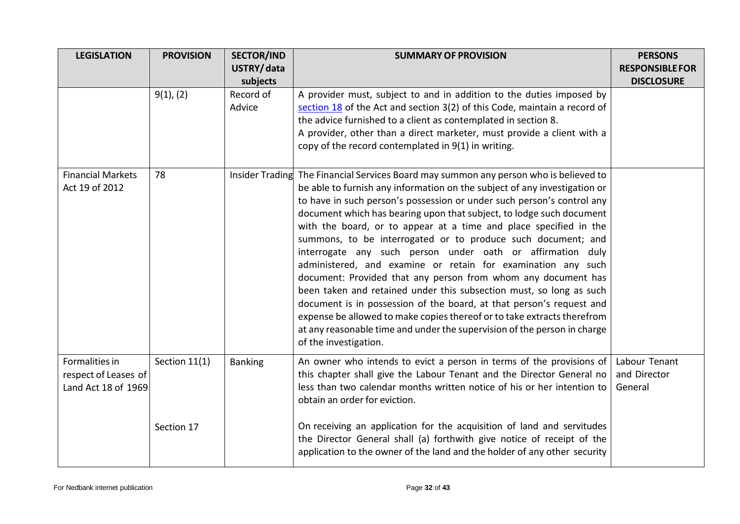| LEGISLATION | PROVISION | SECTOR/INDUSTRY/ data subjects | SUMMARY OF PROVISION | PERSONS RESPONSIBLE FOR DISCLOSURE |
|---|---|---|---|---|
| | 9(1), (2) | Record of Advice | A provider must, subject to and in addition to the duties imposed by section 18 of the Act and section 3(2) of this Code, maintain a record of the advice furnished to a client as contemplated in section 8.<br>A provider, other than a direct marketer, must provide a client with a copy of the record contemplated in 9(1) in writing. | |
| Financial Markets Act 19 of 2012 | 78 | Insider Trading | The Financial Services Board may summon any person who is believed to be able to furnish any information on the subject of any investigation or to have in such person's possession or under such person's control any document which has bearing upon that subject, to lodge such document with the board, or to appear at a time and place specified in the summons, to be interrogated or to produce such document; and interrogate any such person under oath or affirmation duly administered, and examine or retain for examination any such document: Provided that any person from whom any document has been taken and retained under this subsection must, so long as such document is in possession of the board, at that person's request and expense be allowed to make copies thereof or to take extracts therefrom at any reasonable time and under the supervision of the person in charge of the investigation. | |
| Formalities in respect of Leases of Land Act 18 of 1969 | Section 11(1) | Banking | An owner who intends to evict a person in terms of the provisions of this chapter shall give the Labour Tenant and the Director General no less than two calendar months written notice of his or her intention to obtain an order for eviction. | Labour Tenant and Director General |
| | Section 17 | | On receiving an application for the acquisition of land and servitudes the Director General shall (a) forthwith give notice of receipt of the application to the owner of the land and the holder of any other security | |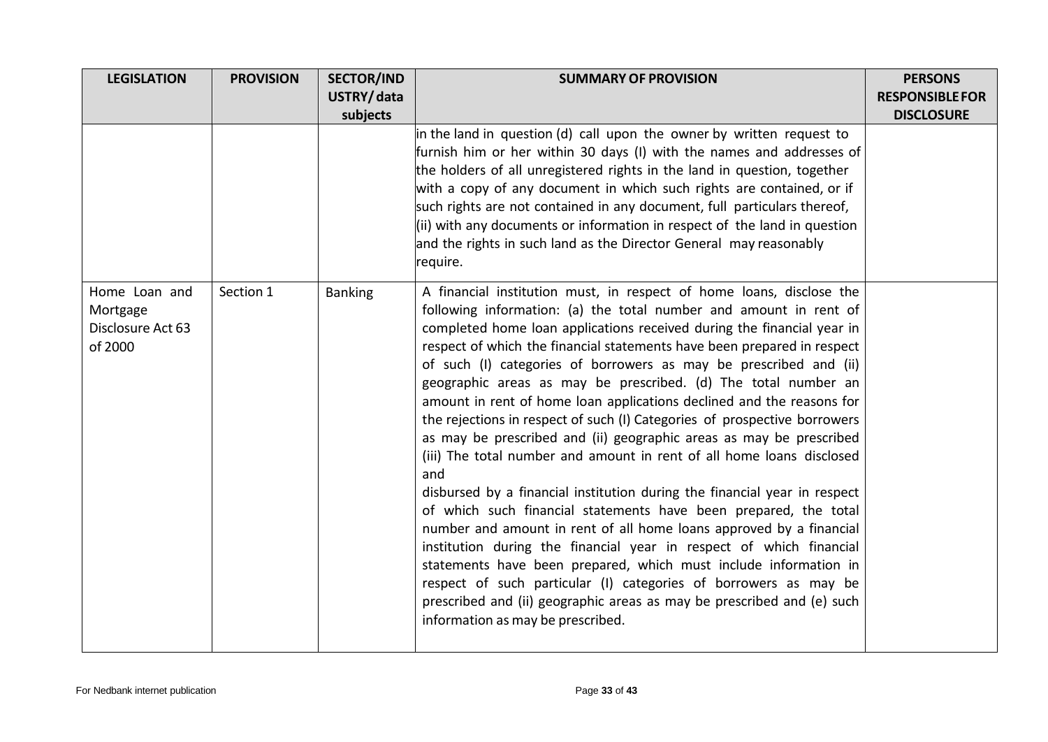| LEGISLATION | PROVISION | SECTOR/INDUSTRY/data subjects | SUMMARY OF PROVISION | PERSONS RESPONSIBLE FOR DISCLOSURE |
|---|---|---|---|---|
| | | | in the land in question (d) call upon the owner by written request to furnish him or her within 30 days (I) with the names and addresses of the holders of all unregistered rights in the land in question, together with a copy of any document in which such rights are contained, or if such rights are not contained in any document, full particulars thereof, (ii) with any documents or information in respect of the land in question and the rights in such land as the Director General may reasonably require. | |
| Home Loan and Mortgage Disclosure Act 63 of 2000 | Section 1 | Banking | A financial institution must, in respect of home loans, disclose the following information: (a) the total number and amount in rent of completed home loan applications received during the financial year in respect of which the financial statements have been prepared in respect of such (I) categories of borrowers as may be prescribed and (ii) geographic areas as may be prescribed. (d) The total number an amount in rent of home loan applications declined and the reasons for the rejections in respect of such (I) Categories of prospective borrowers as may be prescribed and (ii) geographic areas as may be prescribed (iii) The total number and amount in rent of all home loans disclosed and disbursed by a financial institution during the financial year in respect of which such financial statements have been prepared, the total number and amount in rent of all home loans approved by a financial institution during the financial year in respect of which financial statements have been prepared, which must include information in respect of such particular (I) categories of borrowers as may be prescribed and (ii) geographic areas as may be prescribed and (e) such information as may be prescribed. | |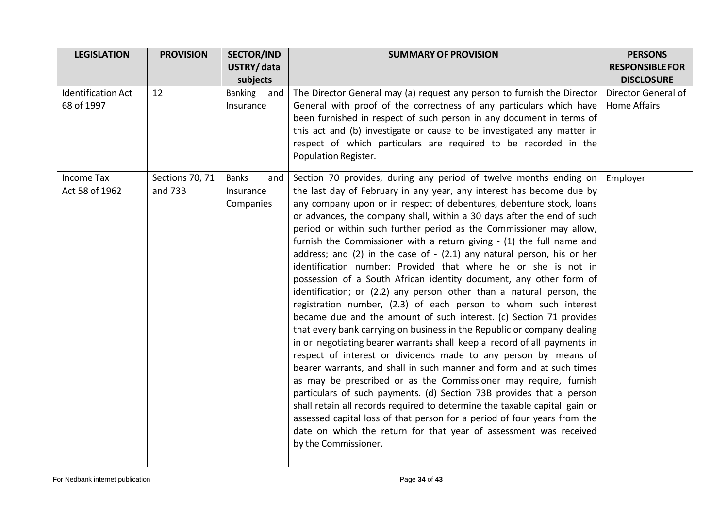| LEGISLATION | PROVISION | SECTOR/INDUSTRY/ data subjects | SUMMARY OF PROVISION | PERSONS RESPONSIBLE FOR DISCLOSURE |
|---|---|---|---|---|
| Identification Act 68 of 1997 | 12 | Banking and Insurance | The Director General may (a) request any person to furnish the Director General with proof of the correctness of any particulars which have been furnished in respect of such person in any document in terms of this act and (b) investigate or cause to be investigated any matter in respect of which particulars are required to be recorded in the Population Register. | Director General of Home Affairs |
| Income Tax Act 58 of 1962 | Sections 70, 71 and 73B | Banks and Insurance Companies | Section 70 provides, during any period of twelve months ending on the last day of February in any year, any interest has become due by any company upon or in respect of debentures, debenture stock, loans or advances, the company shall, within a 30 days after the end of such period or within such further period as the Commissioner may allow, furnish the Commissioner with a return giving - (1) the full name and address; and (2) in the case of - (2.1) any natural person, his or her identification number: Provided that where he or she is not in possession of a South African identity document, any other form of identification; or (2.2) any person other than a natural person, the registration number, (2.3) of each person to whom such interest became due and the amount of such interest. (c) Section 71 provides that every bank carrying on business in the Republic or company dealing in or negotiating bearer warrants shall keep a record of all payments in respect of interest or dividends made to any person by means of bearer warrants, and shall in such manner and form and at such times as may be prescribed or as the Commissioner may require, furnish particulars of such payments. (d) Section 73B provides that a person shall retain all records required to determine the taxable capital gain or assessed capital loss of that person for a period of four years from the date on which the return for that year of assessment was received by the Commissioner. | Employer |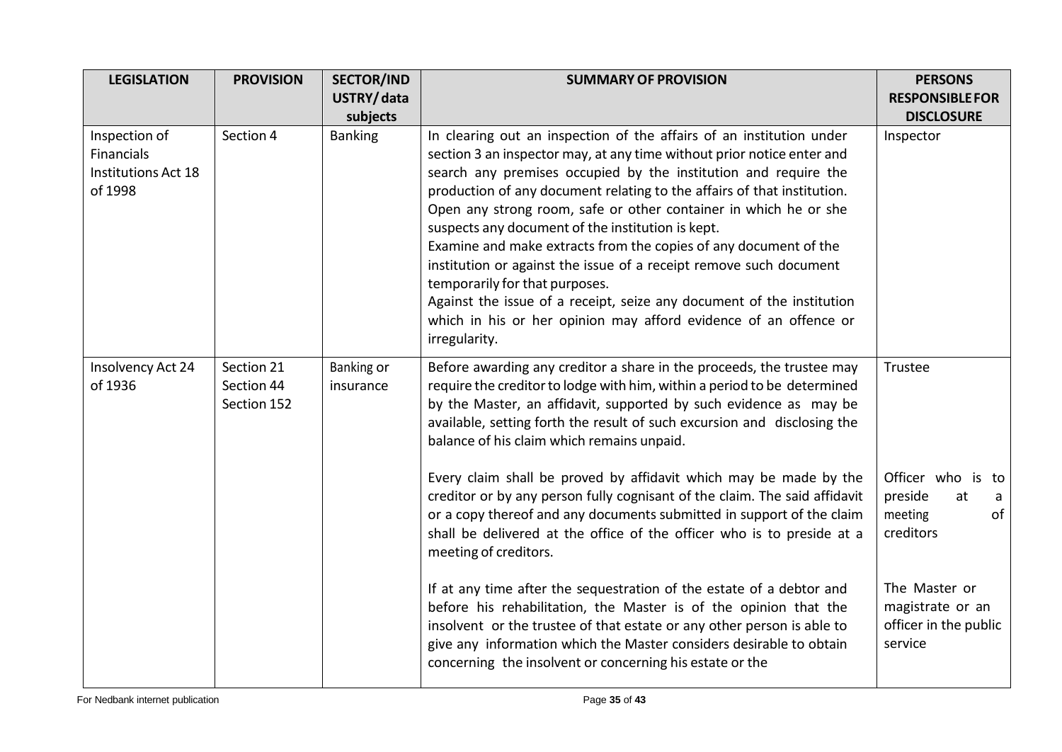| LEGISLATION | PROVISION | SECTOR/INDUSTRY/ data subjects | SUMMARY OF PROVISION | PERSONS RESPONSIBLE FOR DISCLOSURE |
|---|---|---|---|---|
| Inspection of Financials Institutions Act 18 of 1998 | Section 4 | Banking | In clearing out an inspection of the affairs of an institution under section 3 an inspector may, at any time without prior notice enter and search any premises occupied by the institution and require the production of any document relating to the affairs of that institution. Open any strong room, safe or other container in which he or she suspects any document of the institution is kept. Examine and make extracts from the copies of any document of the institution or against the issue of a receipt remove such document temporarily for that purposes. Against the issue of a receipt, seize any document of the institution which in his or her opinion may afford evidence of an offence or irregularity. | Inspector |
| Insolvency Act 24 of 1936 | Section 21 Section 44 Section 152 | Banking or insurance | Before awarding any creditor a share in the proceeds, the trustee may require the creditor to lodge with him, within a period to be determined by the Master, an affidavit, supported by such evidence as may be available, setting forth the result of such excursion and disclosing the balance of his claim which remains unpaid. | Trustee |
| | | | Every claim shall be proved by affidavit which may be made by the creditor or by any person fully cognisant of the claim. The said affidavit or a copy thereof and any documents submitted in support of the claim shall be delivered at the office of the officer who is to preside at a meeting of creditors. | Officer who is to preside at a meeting of creditors |
| | | | If at any time after the sequestration of the estate of a debtor and before his rehabilitation, the Master is of the opinion that the insolvent or the trustee of that estate or any other person is able to give any information which the Master considers desirable to obtain concerning the insolvent or concerning his estate or the | The Master or magistrate or an officer in the public service |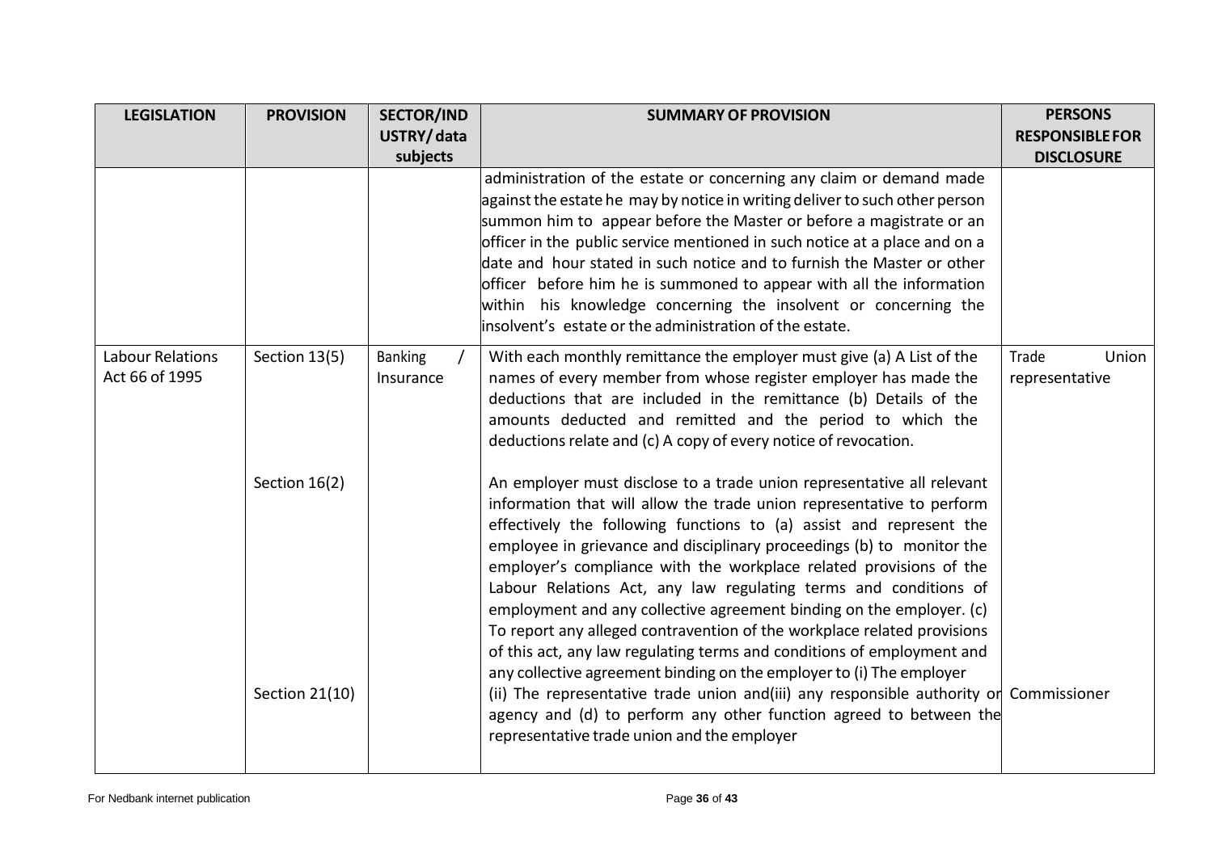| LEGISLATION | PROVISION | SECTOR/INDUSTRY/ data subjects | SUMMARY OF PROVISION | PERSONS RESPONSIBLE FOR DISCLOSURE |
|---|---|---|---|---|
| | | | administration of the estate or concerning any claim or demand made against the estate he may by notice in writing deliver to such other person summon him to appear before the Master or before a magistrate or an officer in the public service mentioned in such notice at a place and on a date and hour stated in such notice and to furnish the Master or other officer before him he is summoned to appear with all the information within his knowledge concerning the insolvent or concerning the insolvent's estate or the administration of the estate. | |
| Labour Relations Act 66 of 1995 | Section 13(5) | Banking / Insurance | With each monthly remittance the employer must give (a) A List of the names of every member from whose register employer has made the deductions that are included in the remittance (b) Details of the amounts deducted and remitted and the period to which the deductions relate and (c) A copy of every notice of revocation. | Trade Union representative |
| | Section 16(2) | | An employer must disclose to a trade union representative all relevant information that will allow the trade union representative to perform effectively the following functions to (a) assist and represent the employee in grievance and disciplinary proceedings (b) to monitor the employer's compliance with the workplace related provisions of the Labour Relations Act, any law regulating terms and conditions of employment and any collective agreement binding on the employer. (c) To report any alleged contravention of the workplace related provisions of this act, any law regulating terms and conditions of employment and any collective agreement binding on the employer to (i) The employer (ii) The representative trade union and(iii) any responsible authority or agency and (d) to perform any other function agreed to between the representative trade union and the employer | |
| | Section 21(10) | | | Commissioner |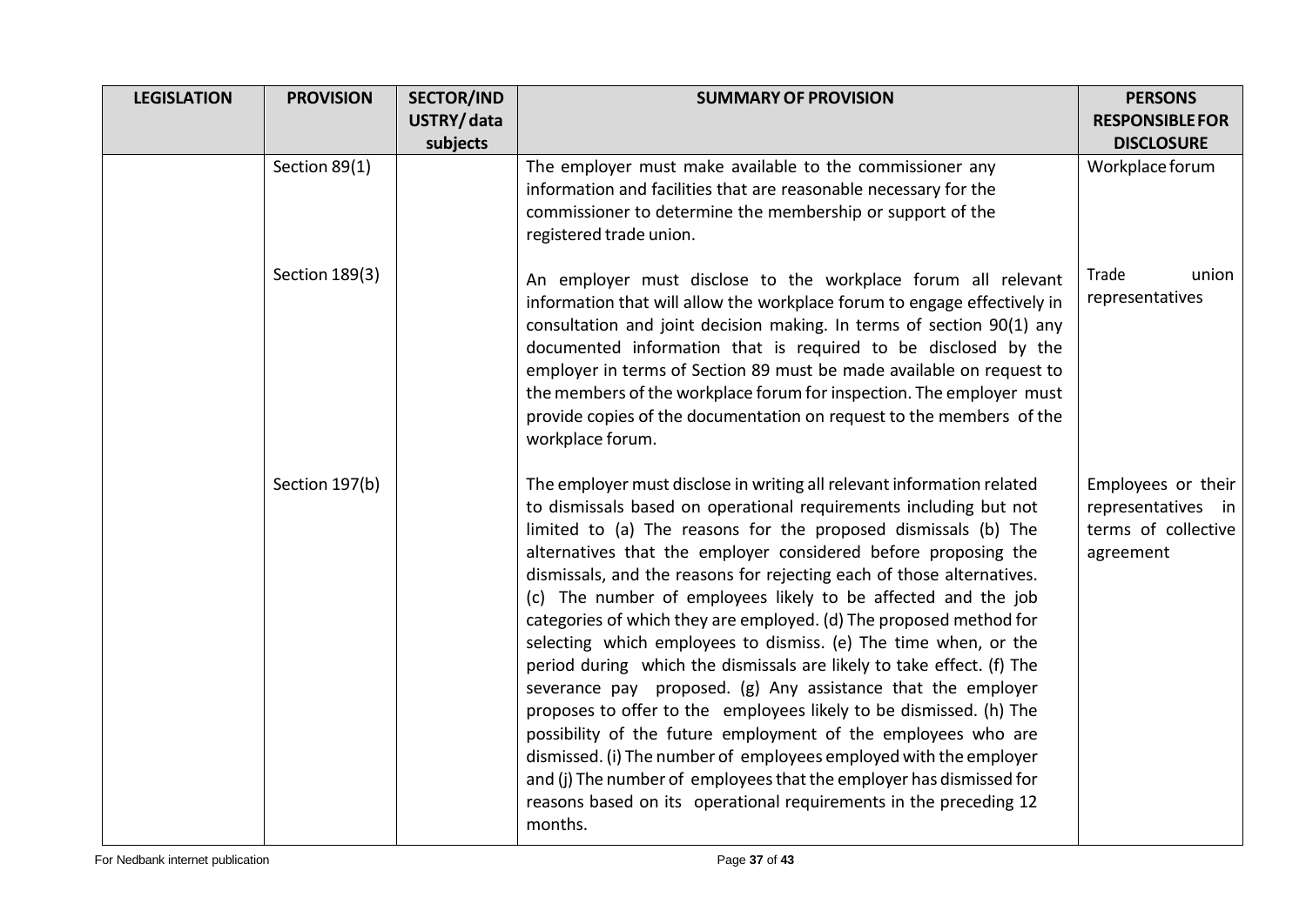| LEGISLATION | PROVISION | SECTOR/INDUSTRY/ data subjects | SUMMARY OF PROVISION | PERSONS RESPONSIBLE FOR DISCLOSURE |
|---|---|---|---|---|
| | Section 89(1) | | The employer must make available to the commissioner any information and facilities that are reasonable necessary for the commissioner to determine the membership or support of the registered trade union. | Workplace forum |
| | Section 189(3) | | An employer must disclose to the workplace forum all relevant information that will allow the workplace forum to engage effectively in consultation and joint decision making. In terms of section 90(1) any documented information that is required to be disclosed by the employer in terms of Section 89 must be made available on request to the members of the workplace forum for inspection. The employer must provide copies of the documentation on request to the members of the workplace forum. | Trade union representatives |
| | Section 197(b) | | The employer must disclose in writing all relevant information related to dismissals based on operational requirements including but not limited to (a) The reasons for the proposed dismissals (b) The alternatives that the employer considered before proposing the dismissals, and the reasons for rejecting each of those alternatives. (c) The number of employees likely to be affected and the job categories of which they are employed. (d) The proposed method for selecting which employees to dismiss. (e) The time when, or the period during which the dismissals are likely to take effect. (f) The severance pay proposed. (g) Any assistance that the employer proposes to offer to the employees likely to be dismissed. (h) The possibility of the future employment of the employees who are dismissed. (i) The number of employees employed with the employer and (j) The number of employees that the employer has dismissed for reasons based on its operational requirements in the preceding 12 months. | Employees or their representatives in terms of collective agreement |

For Nedbank internet publication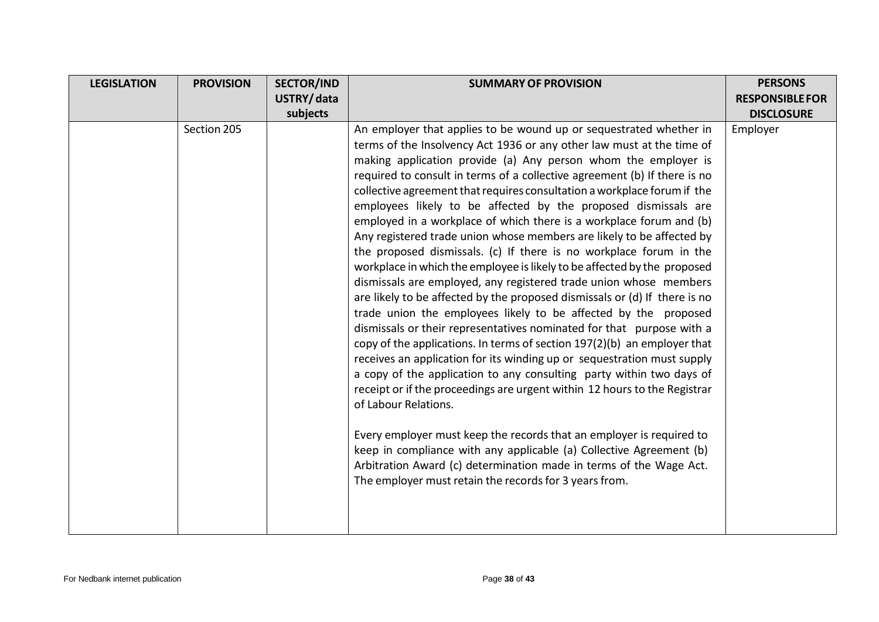| LEGISLATION | PROVISION | SECTOR/INDUSTRY/ data subjects | SUMMARY OF PROVISION | PERSONS RESPONSIBLE FOR DISCLOSURE |
|---|---|---|---|---|
| | Section 205 | | An employer that applies to be wound up or sequestrated whether in terms of the Insolvency Act 1936 or any other law must at the time of making application provide (a) Any person whom the employer is required to consult in terms of a collective agreement (b) If there is no collective agreement that requires consultation a workplace forum if the employees likely to be affected by the proposed dismissals are employed in a workplace of which there is a workplace forum and (b) Any registered trade union whose members are likely to be affected by the proposed dismissals. (c) If there is no workplace forum in the workplace in which the employee is likely to be affected by the proposed dismissals are employed, any registered trade union whose members are likely to be affected by the proposed dismissals or (d) If there is no trade union the employees likely to be affected by the proposed dismissals or their representatives nominated for that purpose with a copy of the applications. In terms of section 197(2)(b) an employer that receives an application for its winding up or sequestration must supply a copy of the application to any consulting party within two days of receipt or if the proceedings are urgent within 12 hours to the Registrar of Labour Relations.<br><br>Every employer must keep the records that an employer is required to keep in compliance with any applicable (a) Collective Agreement (b) Arbitration Award (c) determination made in terms of the Wage Act. The employer must retain the records for 3 years from. | Employer |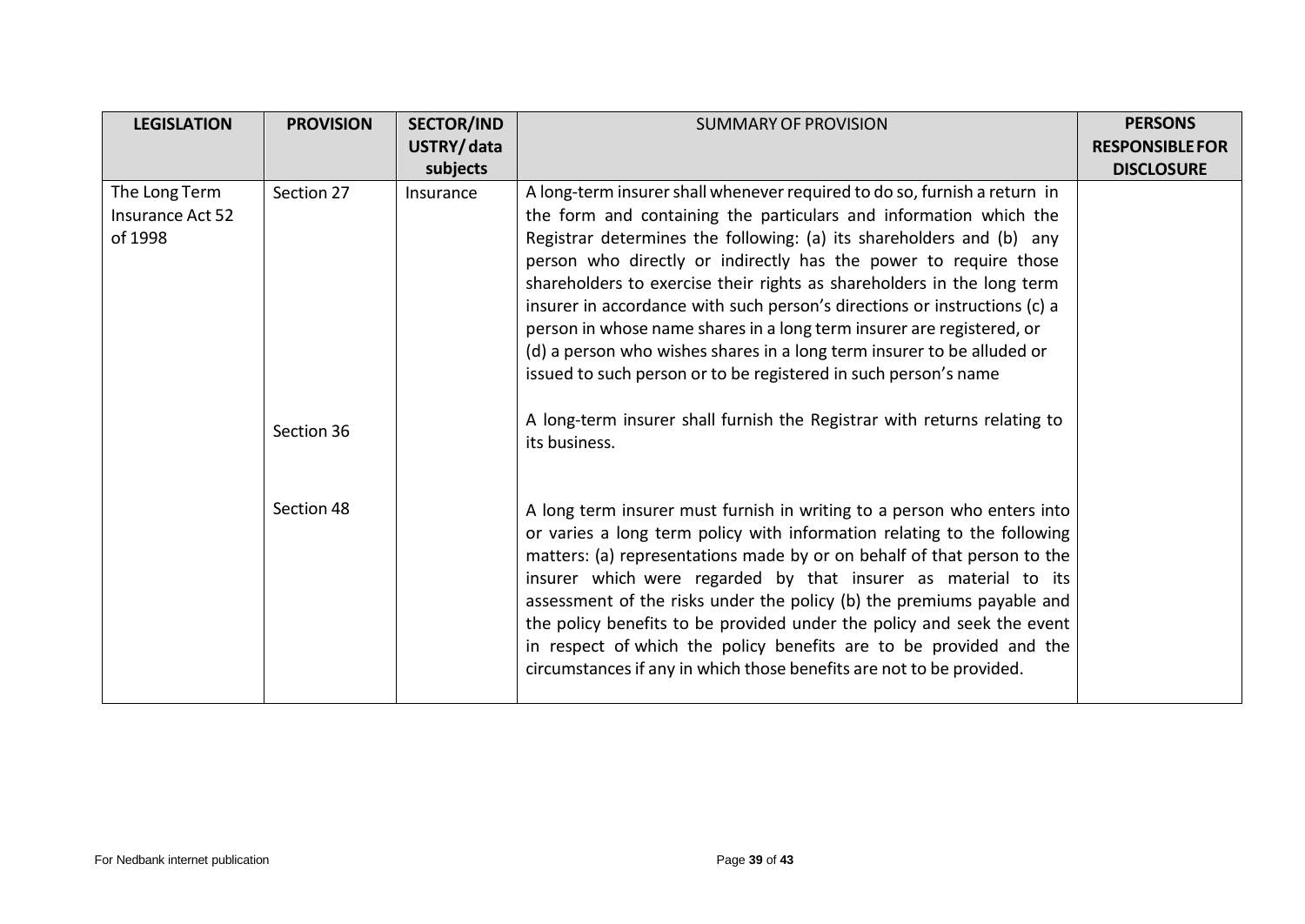| LEGISLATION | PROVISION | SECTOR/INDUSTRY/ data subjects | SUMMARY OF PROVISION | PERSONS RESPONSIBLE FOR DISCLOSURE |
|---|---|---|---|---|
| The Long Term Insurance Act 52 of 1998 | Section 27 | Insurance | A long-term insurer shall whenever required to do so, furnish a return in the form and containing the particulars and information which the Registrar determines the following: (a) its shareholders and (b) any person who directly or indirectly has the power to require those shareholders to exercise their rights as shareholders in the long term insurer in accordance with such person's directions or instructions (c) a person in whose name shares in a long term insurer are registered, or (d) a person who wishes shares in a long term insurer to be alluded or issued to such person or to be registered in such person's name | |
| | Section 36 | | A long-term insurer shall furnish the Registrar with returns relating to its business. | |
| | Section 48 | | A long term insurer must furnish in writing to a person who enters into or varies a long term policy with information relating to the following matters: (a) representations made by or on behalf of that person to the insurer which were regarded by that insurer as material to its assessment of the risks under the policy (b) the premiums payable and the policy benefits to be provided under the policy and seek the event in respect of which the policy benefits are to be provided and the circumstances if any in which those benefits are not to be provided. | |

For Nedbank internet publication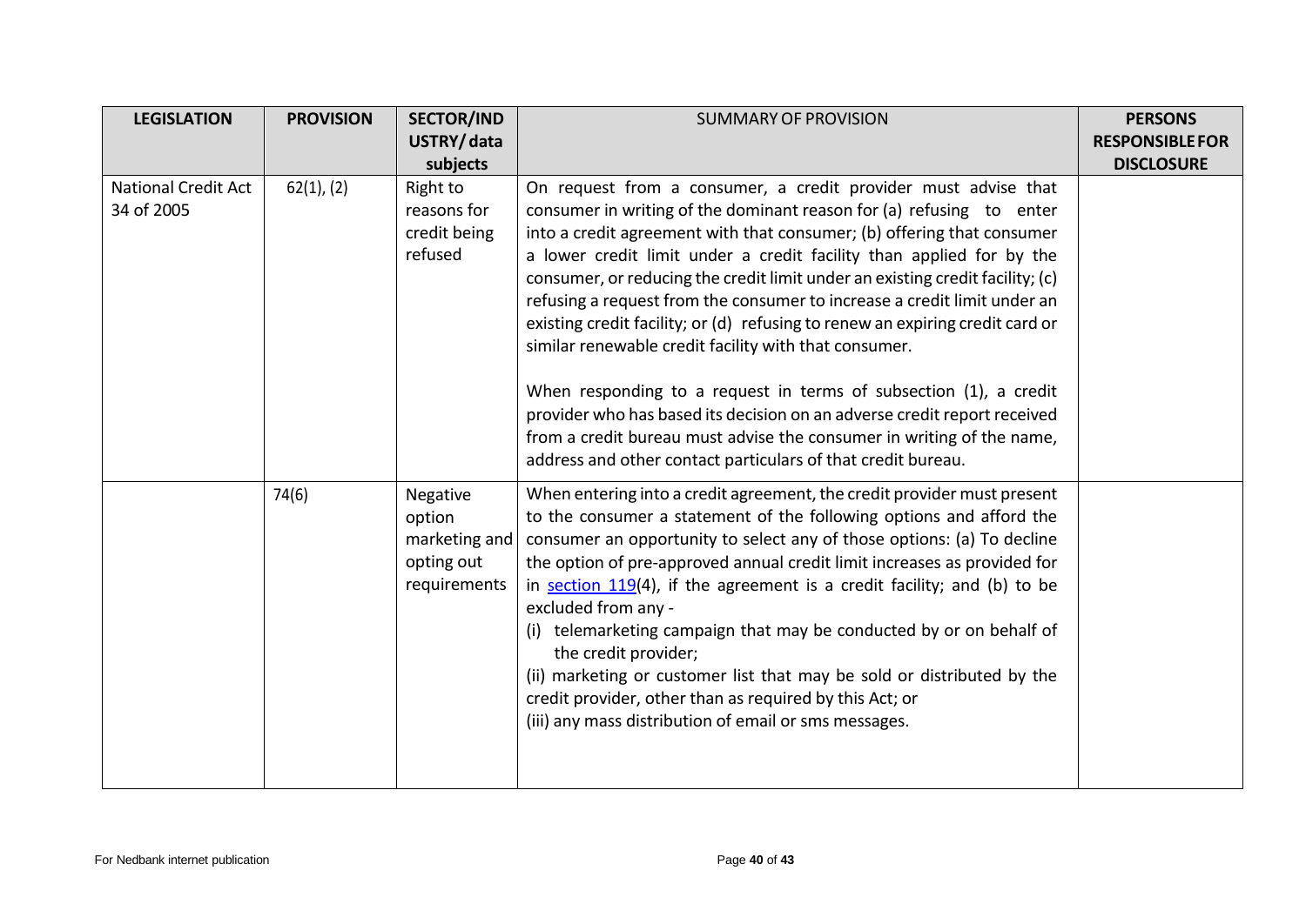| LEGISLATION | PROVISION | SECTOR/INDUSTRY/ data subjects | SUMMARY OF PROVISION | PERSONS RESPONSIBLE FOR DISCLOSURE |
|---|---|---|---|---|
| National Credit Act 34 of 2005 | 62(1), (2) | Right to reasons for credit being refused | On request from a consumer, a credit provider must advise that consumer in writing of the dominant reason for (a) refusing to enter into a credit agreement with that consumer; (b) offering that consumer a lower credit limit under a credit facility than applied for by the consumer, or reducing the credit limit under an existing credit facility; (c) refusing a request from the consumer to increase a credit limit under an existing credit facility; or (d) refusing to renew an expiring credit card or similar renewable credit facility with that consumer.<br><br>When responding to a request in terms of subsection (1), a credit provider who has based its decision on an adverse credit report received from a credit bureau must advise the consumer in writing of the name, address and other contact particulars of that credit bureau. | |
| | 74(6) | Negative option marketing and opting out requirements | When entering into a credit agreement, the credit provider must present to the consumer a statement of the following options and afford the consumer an opportunity to select any of those options: (a) To decline the option of pre-approved annual credit limit increases as provided for in section 119(4), if the agreement is a credit facility; and (b) to be excluded from any -<br>(i) telemarketing campaign that may be conducted by or on behalf of the credit provider;<br>(ii) marketing or customer list that may be sold or distributed by the credit provider, other than as required by this Act; or<br>(iii) any mass distribution of email or sms messages. | |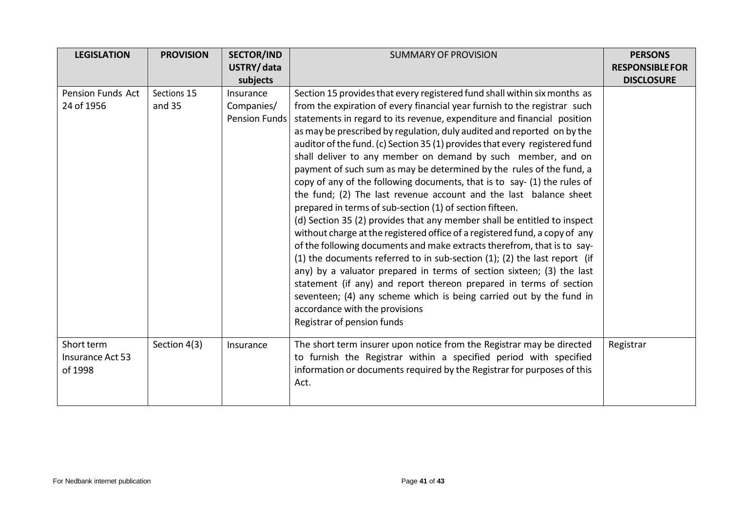| LEGISLATION | PROVISION | SECTOR/INDUSTRY/ data subjects | SUMMARY OF PROVISION | PERSONS RESPONSIBLE FOR DISCLOSURE |
|---|---|---|---|---|
| Pension Funds Act 24 of 1956 | Sections 15 and 35 | Insurance Companies/ Pension Funds | Section 15 provides that every registered fund shall within six months as from the expiration of every financial year furnish to the registrar such statements in regard to its revenue, expenditure and financial position as may be prescribed by regulation, duly audited and reported on by the auditor of the fund. (c) Section 35 (1) provides that every registered fund shall deliver to any member on demand by such member, and on payment of such sum as may be determined by the rules of the fund, a copy of any of the following documents, that is to say- (1) the rules of the fund; (2) The last revenue account and the last balance sheet prepared in terms of sub-section (1) of section fifteen.<br>(d) Section 35 (2) provides that any member shall be entitled to inspect without charge at the registered office of a registered fund, a copy of any of the following documents and make extracts therefrom, that is to say- (1) the documents referred to in sub-section (1); (2) the last report (if any) by a valuator prepared in terms of section sixteen; (3) the last statement (if any) and report thereon prepared in terms of section seventeen; (4) any scheme which is being carried out by the fund in accordance with the provisions<br>Registrar of pension funds | |
| Short term Insurance Act 53 of 1998 | Section 4(3) | Insurance | The short term insurer upon notice from the Registrar may be directed to furnish the Registrar within a specified period with specified information or documents required by the Registrar for purposes of this Act. | Registrar |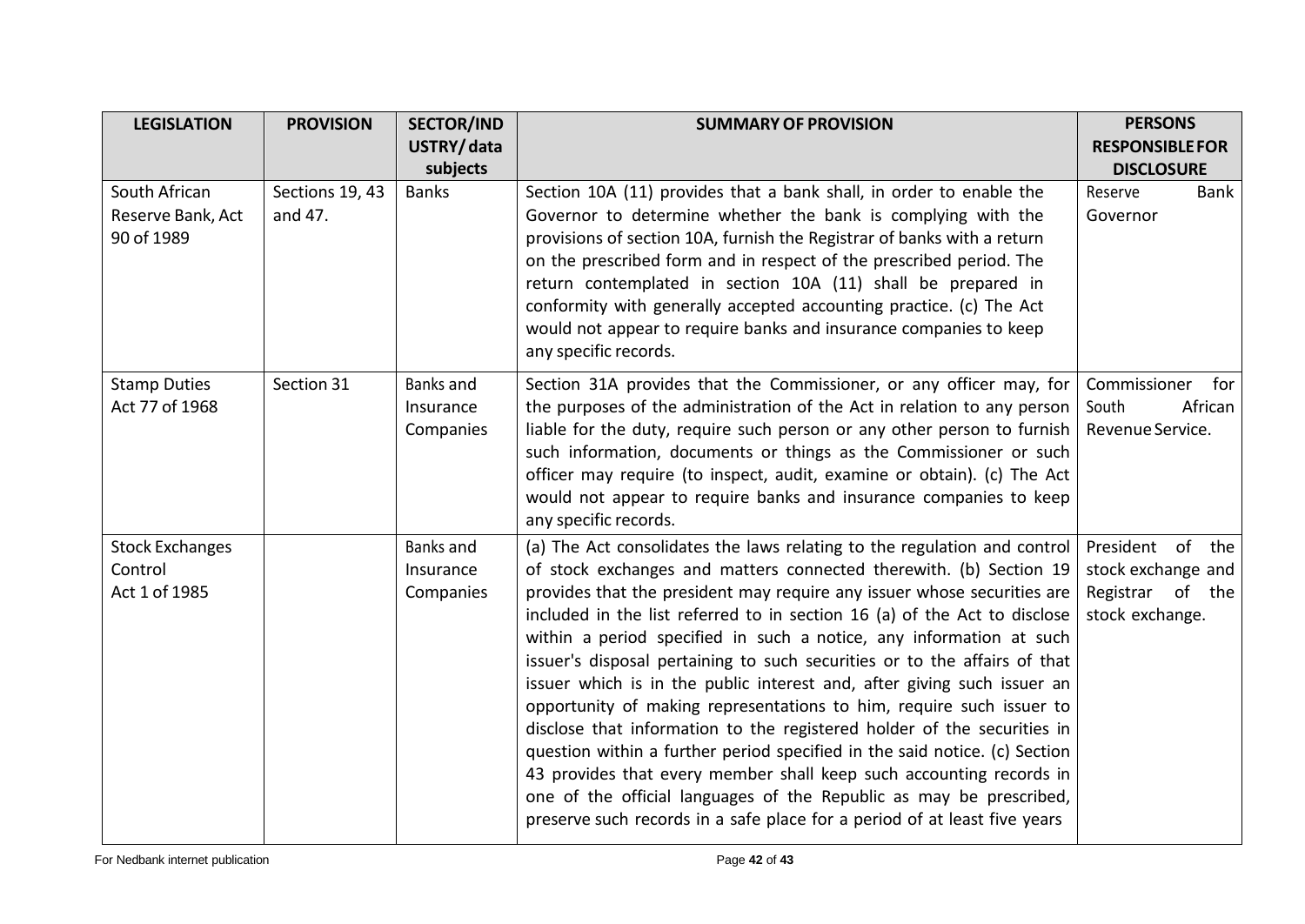| LEGISLATION | PROVISION | SECTOR/INDUSTRY/ data subjects | SUMMARY OF PROVISION | PERSONS RESPONSIBLE FOR DISCLOSURE |
|---|---|---|---|---|
| South African Reserve Bank, Act 90 of 1989 | Sections 19, 43 and 47. | Banks | Section 10A (11) provides that a bank shall, in order to enable the Governor to determine whether the bank is complying with the provisions of section 10A, furnish the Registrar of banks with a return on the prescribed form and in respect of the prescribed period. The return contemplated in section 10A (11) shall be prepared in conformity with generally accepted accounting practice. (c) The Act would not appear to require banks and insurance companies to keep any specific records. | Reserve Bank Governor |
| Stamp Duties Act 77 of 1968 | Section 31 | Banks and Insurance Companies | Section 31A provides that the Commissioner, or any officer may, for the purposes of the administration of the Act in relation to any person liable for the duty, require such person or any other person to furnish such information, documents or things as the Commissioner or such officer may require (to inspect, audit, examine or obtain). (c) The Act would not appear to require banks and insurance companies to keep any specific records. | Commissioner for South African Revenue Service. |
| Stock Exchanges Control Act 1 of 1985 | | Banks and Insurance Companies | (a) The Act consolidates the laws relating to the regulation and control of stock exchanges and matters connected therewith. (b) Section 19 provides that the president may require any issuer whose securities are included in the list referred to in section 16 (a) of the Act to disclose within a period specified in such a notice, any information at such issuer's disposal pertaining to such securities or to the affairs of that issuer which is in the public interest and, after giving such issuer an opportunity of making representations to him, require such issuer to disclose that information to the registered holder of the securities in question within a further period specified in the said notice. (c) Section 43 provides that every member shall keep such accounting records in one of the official languages of the Republic as may be prescribed, preserve such records in a safe place for a period of at least five years | President of the stock exchange and Registrar of the stock exchange. |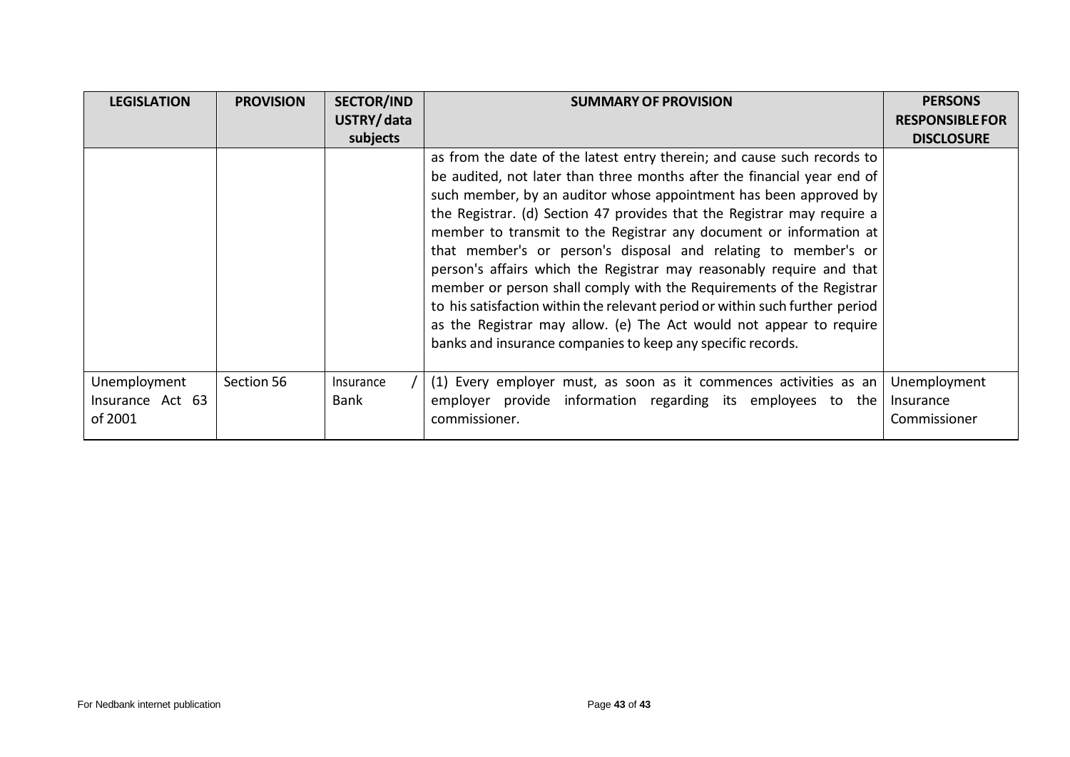| LEGISLATION | PROVISION | SECTOR/INDUSTRY/ data subjects | SUMMARY OF PROVISION | PERSONS RESPONSIBLE FOR DISCLOSURE |
|---|---|---|---|---|
| | | | as from the date of the latest entry therein; and cause such records to be audited, not later than three months after the financial year end of such member, by an auditor whose appointment has been approved by the Registrar. (d) Section 47 provides that the Registrar may require a member to transmit to the Registrar any document or information at that member's or person's disposal and relating to member's or person's affairs which the Registrar may reasonably require and that member or person shall comply with the Requirements of the Registrar to his satisfaction within the relevant period or within such further period as the Registrar may allow. (e) The Act would not appear to require banks and insurance companies to keep any specific records. | |
| Unemployment Insurance Act 63 of 2001 | Section 56 | Insurance / Bank | (1) Every employer must, as soon as it commences activities as an employer provide information regarding its employees to the commissioner. | Unemployment Insurance Commissioner |